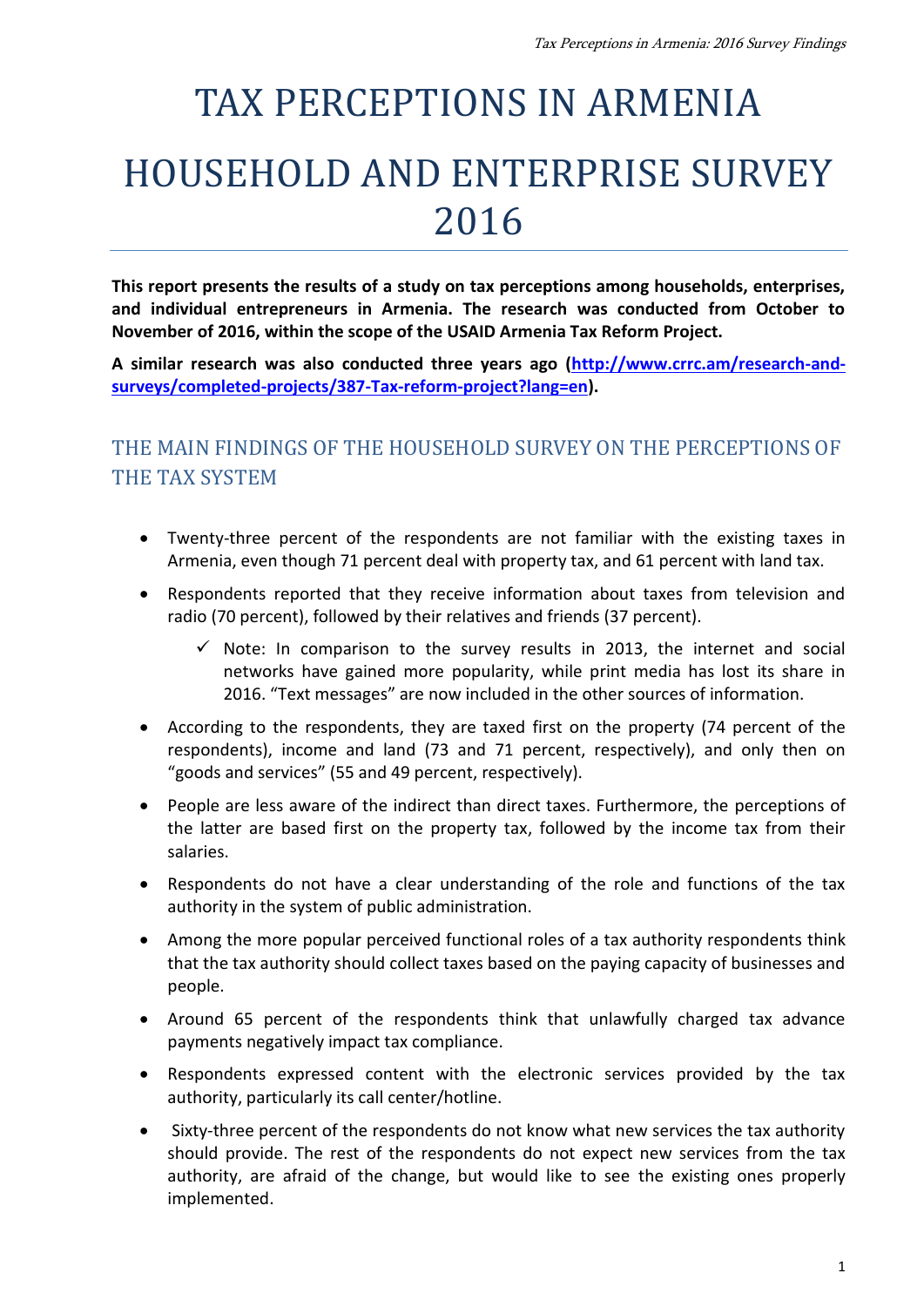# TAX PERCEPTIONS IN ARMENIA

# HOUSEHOLD AND ENTERPRISE SURVEY 2016

**This report presents the results of a study on tax perceptions among households, enterprises, and individual entrepreneurs in Armenia. The research was conducted from October to November of 2016, within the scope of the USAID Armenia Tax Reform Project.**

**A similar research was also conducted three years ago ([http://www.crrc.am/research-and-surveys/completed-projects/387-Tax-reform-project?lang=en](http://www.crrc.am/research-and-surveys/completed-projects/387-Tax-reform-project?lang=en)).**

## THE MAIN FINDINGS OF THE HOUSEHOLD SURVEY ON THE PERCEPTIONS OF THE TAX SYSTEM

- Twenty-three percent of the respondents are not familiar with the existing taxes in Armenia, even though 71 percent deal with property tax, and 61 percent with land tax.
- Respondents reported that they receive information about taxes from television and radio (70 percent), followed by their relatives and friends (37 percent).
  - ✓ Note: In comparison to the survey results in 2013, the internet and social networks have gained more popularity, while print media has lost its share in 2016. "Text messages" are now included in the other sources of information.
- According to the respondents, they are taxed first on the property (74 percent of the respondents), income and land (73 and 71 percent, respectively), and only then on "goods and services" (55 and 49 percent, respectively).
- People are less aware of the indirect than direct taxes. Furthermore, the perceptions of the latter are based first on the property tax, followed by the income tax from their salaries.
- Respondents do not have a clear understanding of the role and functions of the tax authority in the system of public administration.
- Among the more popular perceived functional roles of a tax authority respondents think that the tax authority should collect taxes based on the paying capacity of businesses and people.
- Around 65 percent of the respondents think that unlawfully charged tax advance payments negatively impact tax compliance.
- Respondents expressed content with the electronic services provided by the tax authority, particularly its call center/hotline.
- Sixty-three percent of the respondents do not know what new services the tax authority should provide. The rest of the respondents do not expect new services from the tax authority, are afraid of the change, but would like to see the existing ones properly implemented.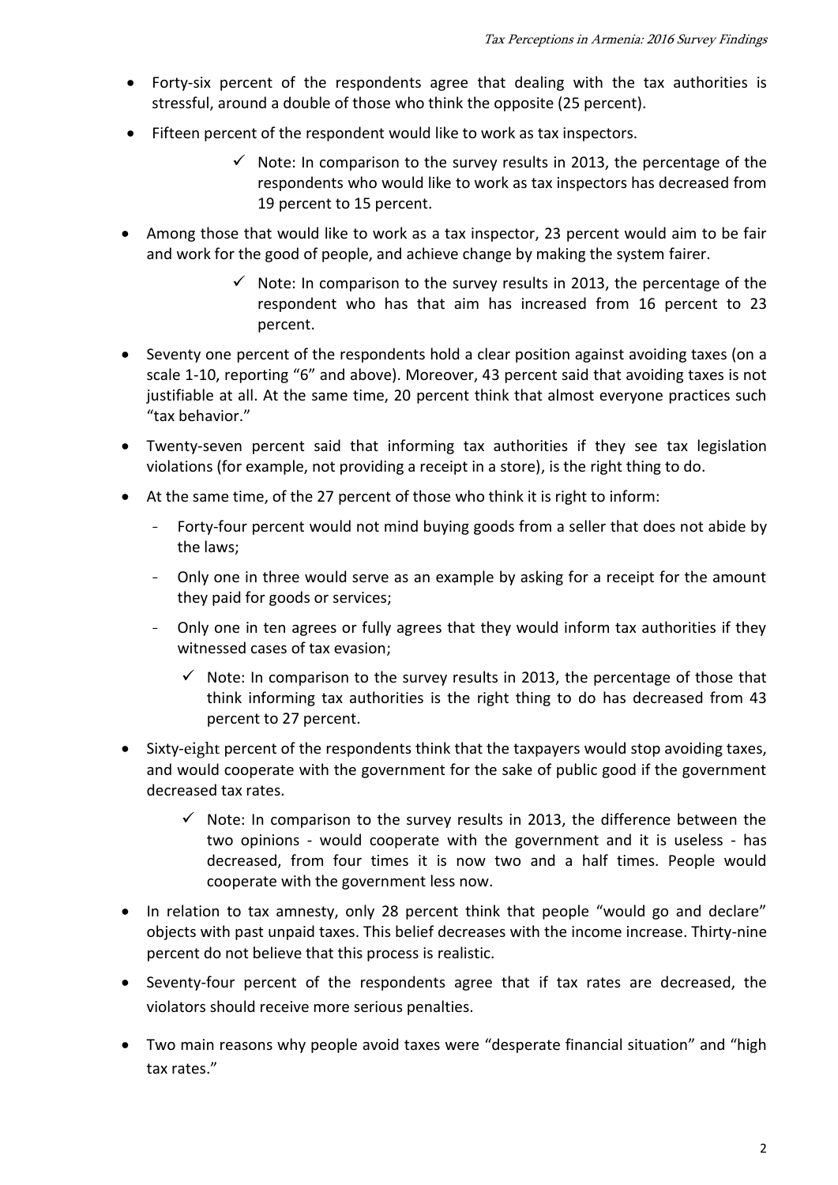- Forty-six percent of the respondents agree that dealing with the tax authorities is stressful, around a double of those who think the opposite (25 percent).
- Fifteen percent of the respondent would like to work as tax inspectors.
  - ✓ Note: In comparison to the survey results in 2013, the percentage of the respondents who would like to work as tax inspectors has decreased from 19 percent to 15 percent.
- Among those that would like to work as a tax inspector, 23 percent would aim to be fair and work for the good of people, and achieve change by making the system fairer.
  - ✓ Note: In comparison to the survey results in 2013, the percentage of the respondent who has that aim has increased from 16 percent to 23 percent.
- Seventy one percent of the respondents hold a clear position against avoiding taxes (on a scale 1-10, reporting "6" and above). Moreover, 43 percent said that avoiding taxes is not justifiable at all. At the same time, 20 percent think that almost everyone practices such "tax behavior."
- Twenty-seven percent said that informing tax authorities if they see tax legislation violations (for example, not providing a receipt in a store), is the right thing to do.
- At the same time, of the 27 percent of those who think it is right to inform:
  - Forty-four percent would not mind buying goods from a seller that does not abide by the laws;
  - Only one in three would serve as an example by asking for a receipt for the amount they paid for goods or services;
  - Only one in ten agrees or fully agrees that they would inform tax authorities if they witnessed cases of tax evasion;
    - ✓ Note: In comparison to the survey results in 2013, the percentage of those that think informing tax authorities is the right thing to do has decreased from 43 percent to 27 percent.
- Sixty-eight percent of the respondents think that the taxpayers would stop avoiding taxes, and would cooperate with the government for the sake of public good if the government decreased tax rates.
  - ✓ Note: In comparison to the survey results in 2013, the difference between the two opinions - would cooperate with the government and it is useless - has decreased, from four times it is now two and a half times. People would cooperate with the government less now.
- In relation to tax amnesty, only 28 percent think that people "would go and declare" objects with past unpaid taxes. This belief decreases with the income increase. Thirty-nine percent do not believe that this process is realistic.
- Seventy-four percent of the respondents agree that if tax rates are decreased, the violators should receive more serious penalties.
- Two main reasons why people avoid taxes were "desperate financial situation" and "high tax rates."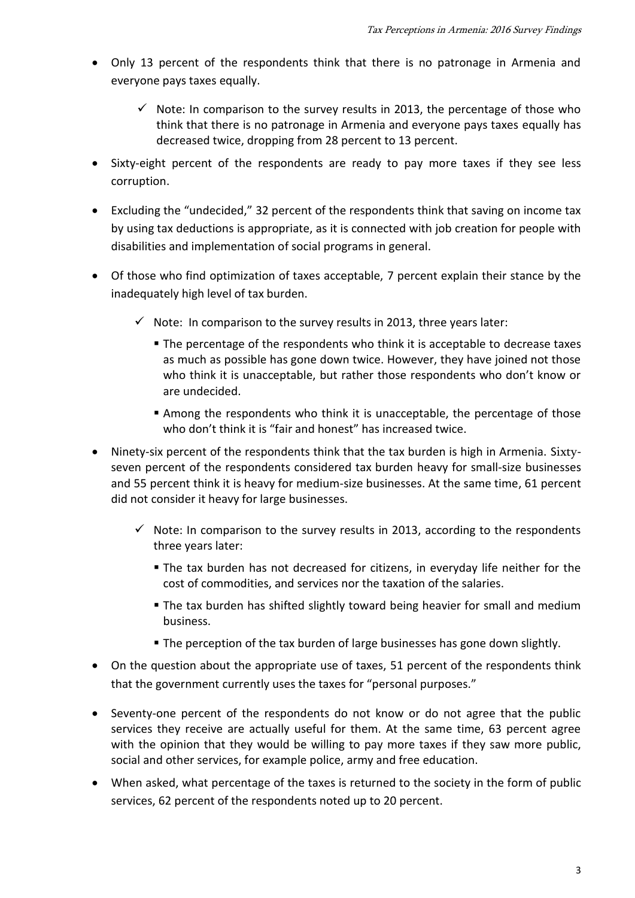- Only 13 percent of the respondents think that there is no patronage in Armenia and everyone pays taxes equally.
  - ✓ Note: In comparison to the survey results in 2013, the percentage of those who think that there is no patronage in Armenia and everyone pays taxes equally has decreased twice, dropping from 28 percent to 13 percent.
- Sixty-eight percent of the respondents are ready to pay more taxes if they see less corruption.
- Excluding the "undecided," 32 percent of the respondents think that saving on income tax by using tax deductions is appropriate, as it is connected with job creation for people with disabilities and implementation of social programs in general.
- Of those who find optimization of taxes acceptable, 7 percent explain their stance by the inadequately high level of tax burden.
  - ✓ Note: In comparison to the survey results in 2013, three years later:
    - The percentage of the respondents who think it is acceptable to decrease taxes as much as possible has gone down twice. However, they have joined not those who think it is unacceptable, but rather those respondents who don't know or are undecided.
    - Among the respondents who think it is unacceptable, the percentage of those who don't think it is "fair and honest" has increased twice.
- Ninety-six percent of the respondents think that the tax burden is high in Armenia. Sixty-seven percent of the respondents considered tax burden heavy for small-size businesses and 55 percent think it is heavy for medium-size businesses. At the same time, 61 percent did not consider it heavy for large businesses.
  - ✓ Note: In comparison to the survey results in 2013, according to the respondents three years later:
    - The tax burden has not decreased for citizens, in everyday life neither for the cost of commodities, and services nor the taxation of the salaries.
    - The tax burden has shifted slightly toward being heavier for small and medium business.
    - The perception of the tax burden of large businesses has gone down slightly.
- On the question about the appropriate use of taxes, 51 percent of the respondents think that the government currently uses the taxes for "personal purposes."
- Seventy-one percent of the respondents do not know or do not agree that the public services they receive are actually useful for them. At the same time, 63 percent agree with the opinion that they would be willing to pay more taxes if they saw more public, social and other services, for example police, army and free education.
- When asked, what percentage of the taxes is returned to the society in the form of public services, 62 percent of the respondents noted up to 20 percent.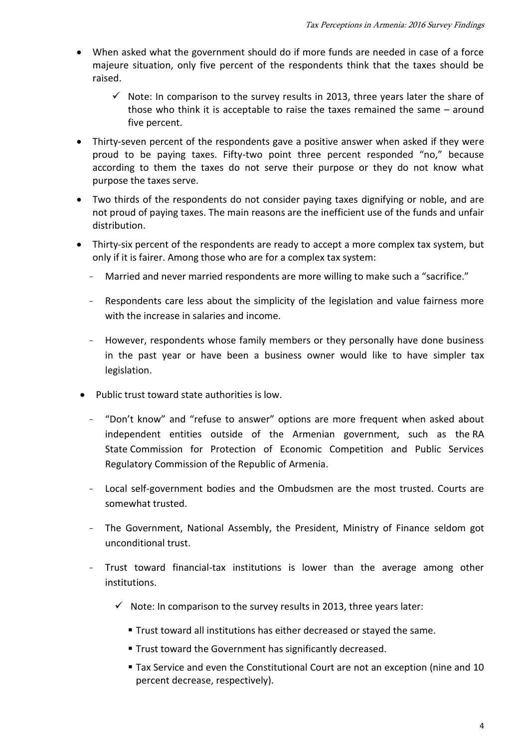- When asked what the government should do if more funds are needed in case of a force majeure situation, only five percent of the respondents think that the taxes should be raised.
    - ✓ Note: In comparison to the survey results in 2013, three years later the share of those who think it is acceptable to raise the taxes remained the same – around five percent.
- Thirty-seven percent of the respondents gave a positive answer when asked if they were proud to be paying taxes. Fifty-two point three percent responded "no," because according to them the taxes do not serve their purpose or they do not know what purpose the taxes serve.
- Two thirds of the respondents do not consider paying taxes dignifying or noble, and are not proud of paying taxes. The main reasons are the inefficient use of the funds and unfair distribution.
- Thirty-six percent of the respondents are ready to accept a more complex tax system, but only if it is fairer. Among those who are for a complex tax system:
    - Married and never married respondents are more willing to make such a "sacrifice."
    - Respondents care less about the simplicity of the legislation and value fairness more with the increase in salaries and income.
    - However, respondents whose family members or they personally have done business in the past year or have been a business owner would like to have simpler tax legislation.
- Public trust toward state authorities is low.
    - "Don't know" and "refuse to answer" options are more frequent when asked about independent entities outside of the Armenian government, such as the RA State Commission for Protection of Economic Competition and Public Services Regulatory Commission of the Republic of Armenia.
    - Local self-government bodies and the Ombudsmen are the most trusted. Courts are somewhat trusted.
    - The Government, National Assembly, the President, Ministry of Finance seldom got unconditional trust.
    - Trust toward financial-tax institutions is lower than the average among other institutions.
        - ✓ Note: In comparison to the survey results in 2013, three years later:
            - Trust toward all institutions has either decreased or stayed the same.
            - Trust toward the Government has significantly decreased.
            - Tax Service and even the Constitutional Court are not an exception (nine and 10 percent decrease, respectively).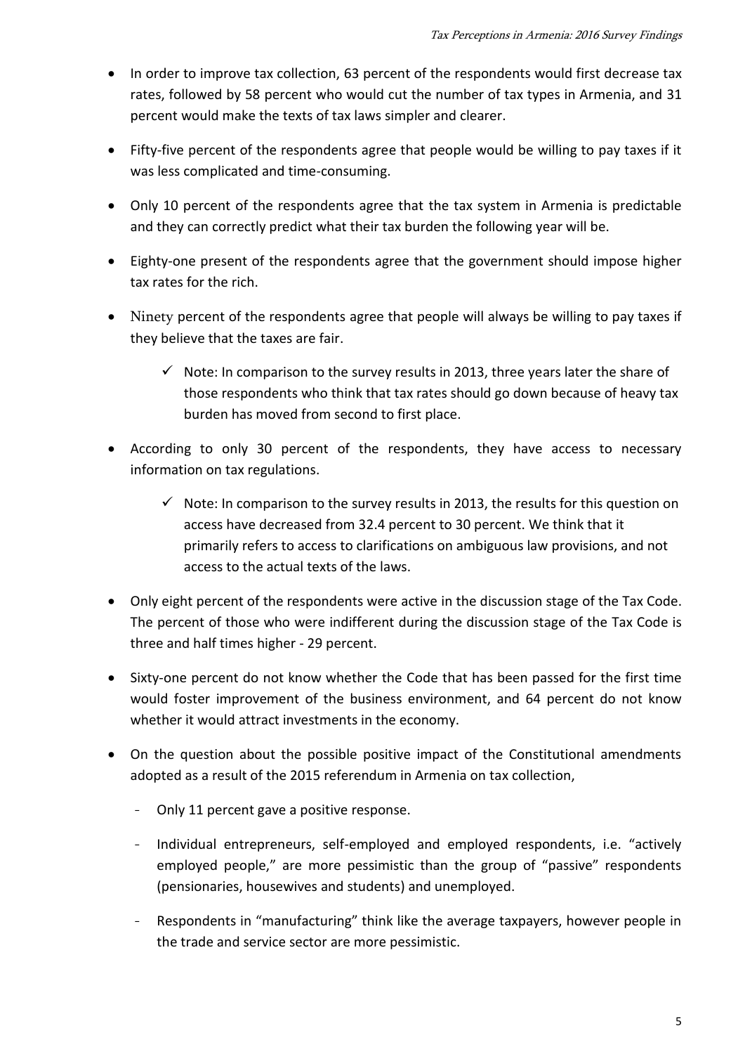- In order to improve tax collection, 63 percent of the respondents would first decrease tax rates, followed by 58 percent who would cut the number of tax types in Armenia, and 31 percent would make the texts of tax laws simpler and clearer.
- Fifty-five percent of the respondents agree that people would be willing to pay taxes if it was less complicated and time-consuming.
- Only 10 percent of the respondents agree that the tax system in Armenia is predictable and they can correctly predict what their tax burden the following year will be.
- Eighty-one present of the respondents agree that the government should impose higher tax rates for the rich.
- Ninety percent of the respondents agree that people will always be willing to pay taxes if they believe that the taxes are fair.
  - ✓ Note: In comparison to the survey results in 2013, three years later the share of those respondents who think that tax rates should go down because of heavy tax burden has moved from second to first place.
- According to only 30 percent of the respondents, they have access to necessary information on tax regulations.
  - ✓ Note: In comparison to the survey results in 2013, the results for this question on access have decreased from 32.4 percent to 30 percent. We think that it primarily refers to access to clarifications on ambiguous law provisions, and not access to the actual texts of the laws.
- Only eight percent of the respondents were active in the discussion stage of the Tax Code. The percent of those who were indifferent during the discussion stage of the Tax Code is three and half times higher - 29 percent.
- Sixty-one percent do not know whether the Code that has been passed for the first time would foster improvement of the business environment, and 64 percent do not know whether it would attract investments in the economy.
- On the question about the possible positive impact of the Constitutional amendments adopted as a result of the 2015 referendum in Armenia on tax collection,
  - Only 11 percent gave a positive response.
  - Individual entrepreneurs, self-employed and employed respondents, i.e. "actively employed people," are more pessimistic than the group of "passive" respondents (pensionaries, housewives and students) and unemployed.
  - Respondents in "manufacturing" think like the average taxpayers, however people in the trade and service sector are more pessimistic.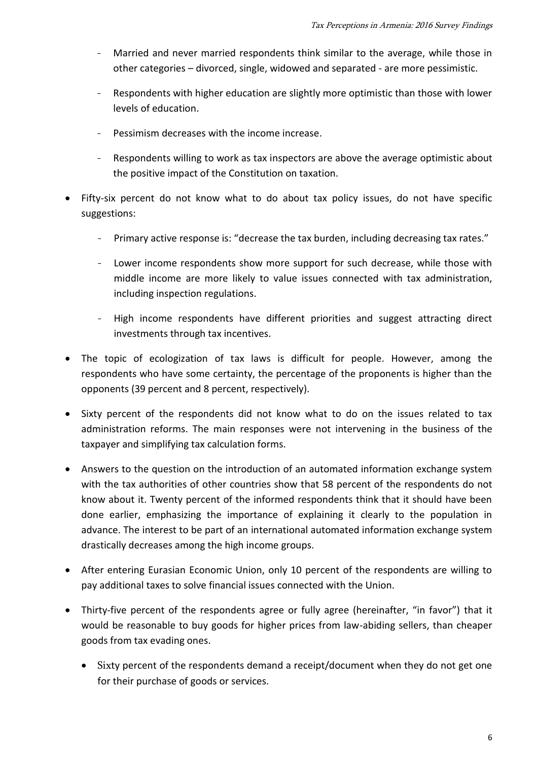- Married and never married respondents think similar to the average, while those in other categories – divorced, single, widowed and separated - are more pessimistic.
- Respondents with higher education are slightly more optimistic than those with lower levels of education.
- Pessimism decreases with the income increase.
- Respondents willing to work as tax inspectors are above the average optimistic about the positive impact of the Constitution on taxation.

- Fifty-six percent do not know what to do about tax policy issues, do not have specific suggestions:
  - Primary active response is: "decrease the tax burden, including decreasing tax rates."
  - Lower income respondents show more support for such decrease, while those with middle income are more likely to value issues connected with tax administration, including inspection regulations.
  - High income respondents have different priorities and suggest attracting direct investments through tax incentives.
- The topic of ecologization of tax laws is difficult for people. However, among the respondents who have some certainty, the percentage of the proponents is higher than the opponents (39 percent and 8 percent, respectively).
- Sixty percent of the respondents did not know what to do on the issues related to tax administration reforms. The main responses were not intervening in the business of the taxpayer and simplifying tax calculation forms.
- Answers to the question on the introduction of an automated information exchange system with the tax authorities of other countries show that 58 percent of the respondents do not know about it. Twenty percent of the informed respondents think that it should have been done earlier, emphasizing the importance of explaining it clearly to the population in advance. The interest to be part of an international automated information exchange system drastically decreases among the high income groups.
- After entering Eurasian Economic Union, only 10 percent of the respondents are willing to pay additional taxes to solve financial issues connected with the Union.
- Thirty-five percent of the respondents agree or fully agree (hereinafter, "in favor") that it would be reasonable to buy goods for higher prices from law-abiding sellers, than cheaper goods from tax evading ones.
  - Sixty percent of the respondents demand a receipt/document when they do not get one for their purchase of goods or services.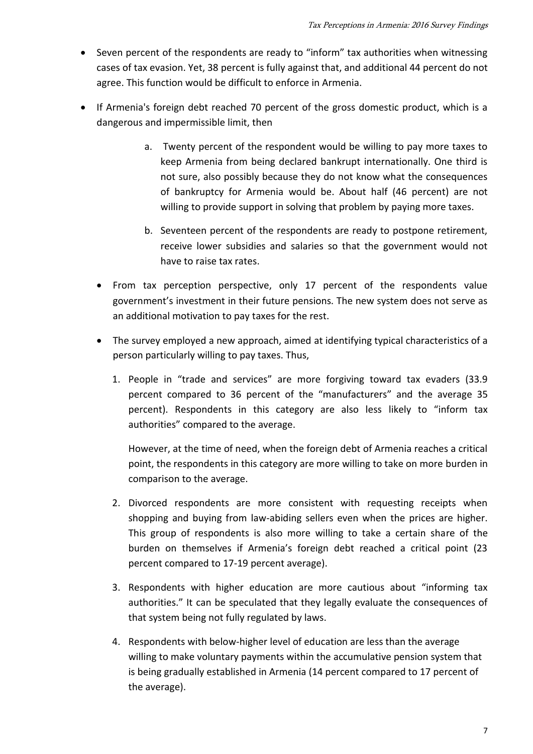- Seven percent of the respondents are ready to "inform" tax authorities when witnessing cases of tax evasion. Yet, 38 percent is fully against that, and additional 44 percent do not agree. This function would be difficult to enforce in Armenia.
- If Armenia's foreign debt reached 70 percent of the gross domestic product, which is a dangerous and impermissible limit, then
  a. Twenty percent of the respondent would be willing to pay more taxes to keep Armenia from being declared bankrupt internationally. One third is not sure, also possibly because they do not know what the consequences of bankruptcy for Armenia would be. About half (46 percent) are not willing to provide support in solving that problem by paying more taxes.
  b. Seventeen percent of the respondents are ready to postpone retirement, receive lower subsidies and salaries so that the government would not have to raise tax rates.
- From tax perception perspective, only 17 percent of the respondents value government's investment in their future pensions. The new system does not serve as an additional motivation to pay taxes for the rest.
- The survey employed a new approach, aimed at identifying typical characteristics of a person particularly willing to pay taxes. Thus,
  1. People in "trade and services" are more forgiving toward tax evaders (33.9 percent compared to 36 percent of the "manufacturers" and the average 35 percent). Respondents in this category are also less likely to "inform tax authorities" compared to the average.

     However, at the time of need, when the foreign debt of Armenia reaches a critical point, the respondents in this category are more willing to take on more burden in comparison to the average.
  2. Divorced respondents are more consistent with requesting receipts when shopping and buying from law-abiding sellers even when the prices are higher. This group of respondents is also more willing to take a certain share of the burden on themselves if Armenia's foreign debt reached a critical point (23 percent compared to 17-19 percent average).
  3. Respondents with higher education are more cautious about "informing tax authorities." It can be speculated that they legally evaluate the consequences of that system being not fully regulated by laws.
  4. Respondents with below-higher level of education are less than the average willing to make voluntary payments within the accumulative pension system that is being gradually established in Armenia (14 percent compared to 17 percent of the average).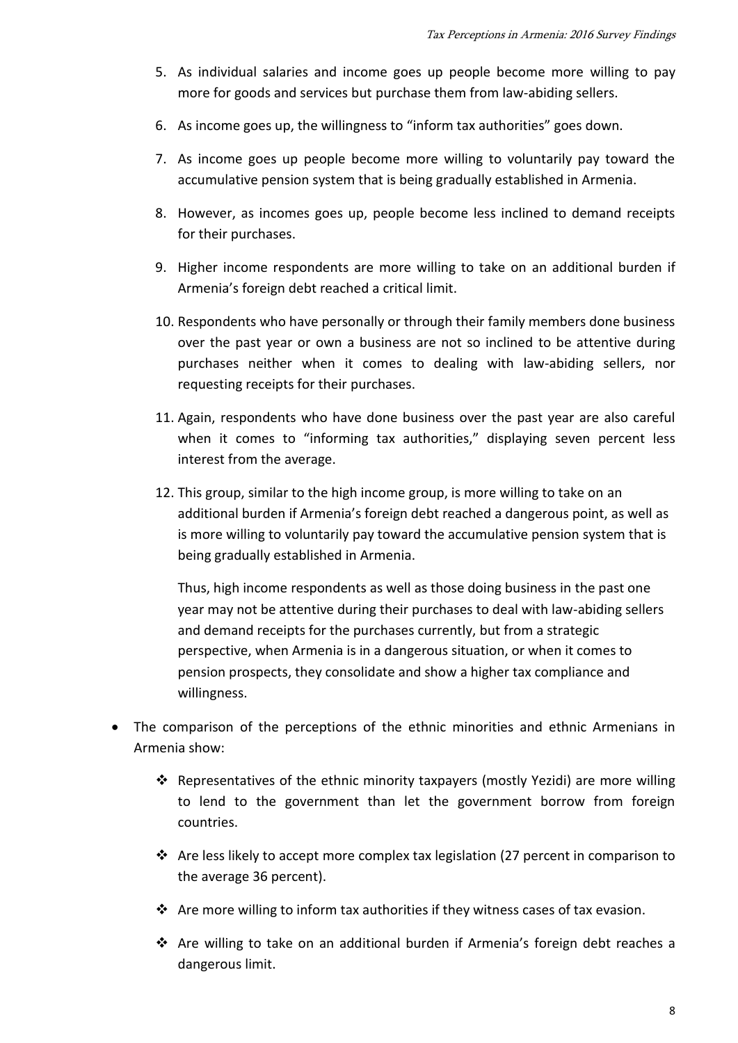5. As individual salaries and income goes up people become more willing to pay more for goods and services but purchase them from law-abiding sellers.
6. As income goes up, the willingness to "inform tax authorities" goes down.
7. As income goes up people become more willing to voluntarily pay toward the accumulative pension system that is being gradually established in Armenia.
8. However, as incomes goes up, people become less inclined to demand receipts for their purchases.
9. Higher income respondents are more willing to take on an additional burden if Armenia's foreign debt reached a critical limit.
10. Respondents who have personally or through their family members done business over the past year or own a business are not so inclined to be attentive during purchases neither when it comes to dealing with law-abiding sellers, nor requesting receipts for their purchases.
11. Again, respondents who have done business over the past year are also careful when it comes to "informing tax authorities," displaying seven percent less interest from the average.
12. This group, similar to the high income group, is more willing to take on an additional burden if Armenia's foreign debt reached a dangerous point, as well as is more willing to voluntarily pay toward the accumulative pension system that is being gradually established in Armenia.

    Thus, high income respondents as well as those doing business in the past one year may not be attentive during their purchases to deal with law-abiding sellers and demand receipts for the purchases currently, but from a strategic perspective, when Armenia is in a dangerous situation, or when it comes to pension prospects, they consolidate and show a higher tax compliance and willingness.

- The comparison of the perceptions of the ethnic minorities and ethnic Armenians in Armenia show:
    - Representatives of the ethnic minority taxpayers (mostly Yezidi) are more willing to lend to the government than let the government borrow from foreign countries.
    - Are less likely to accept more complex tax legislation (27 percent in comparison to the average 36 percent).
    - Are more willing to inform tax authorities if they witness cases of tax evasion.
    - Are willing to take on an additional burden if Armenia's foreign debt reaches a dangerous limit.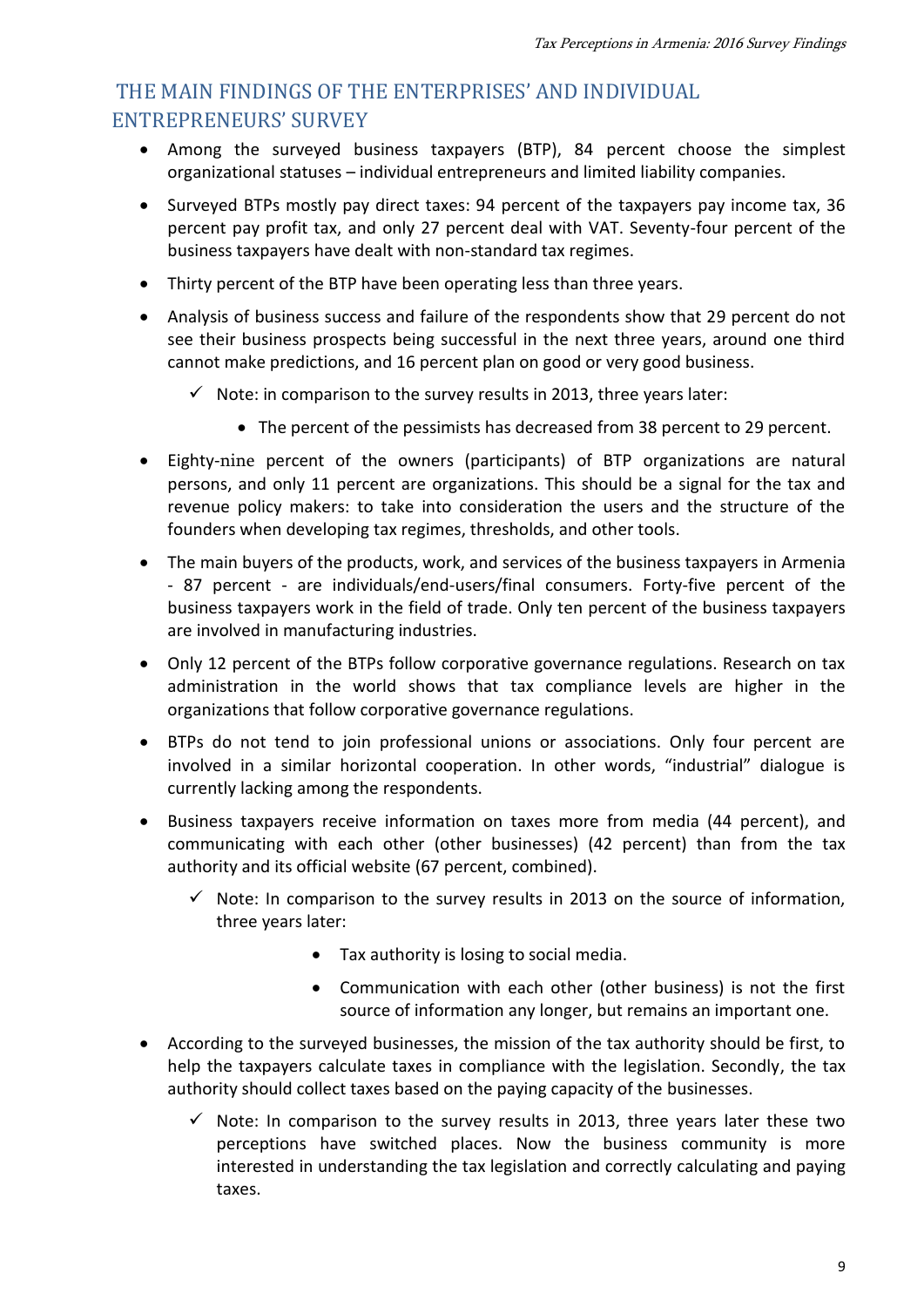## THE MAIN FINDINGS OF THE ENTERPRISES' AND INDIVIDUAL ENTREPRENEURS' SURVEY

- Among the surveyed business taxpayers (BTP), 84 percent choose the simplest organizational statuses – individual entrepreneurs and limited liability companies.
- Surveyed BTPs mostly pay direct taxes: 94 percent of the taxpayers pay income tax, 36 percent pay profit tax, and only 27 percent deal with VAT. Seventy-four percent of the business taxpayers have dealt with non-standard tax regimes.
- Thirty percent of the BTP have been operating less than three years.
- Analysis of business success and failure of the respondents show that 29 percent do not see their business prospects being successful in the next three years, around one third cannot make predictions, and 16 percent plan on good or very good business.
  - ✓ Note: in comparison to the survey results in 2013, three years later:
    - The percent of the pessimists has decreased from 38 percent to 29 percent.
- Eighty-nine percent of the owners (participants) of BTP organizations are natural persons, and only 11 percent are organizations. This should be a signal for the tax and revenue policy makers: to take into consideration the users and the structure of the founders when developing tax regimes, thresholds, and other tools.
- The main buyers of the products, work, and services of the business taxpayers in Armenia - 87 percent - are individuals/end-users/final consumers. Forty-five percent of the business taxpayers work in the field of trade. Only ten percent of the business taxpayers are involved in manufacturing industries.
- Only 12 percent of the BTPs follow corporative governance regulations. Research on tax administration in the world shows that tax compliance levels are higher in the organizations that follow corporative governance regulations.
- BTPs do not tend to join professional unions or associations. Only four percent are involved in a similar horizontal cooperation. In other words, "industrial" dialogue is currently lacking among the respondents.
- Business taxpayers receive information on taxes more from media (44 percent), and communicating with each other (other businesses) (42 percent) than from the tax authority and its official website (67 percent, combined).
  - ✓ Note: In comparison to the survey results in 2013 on the source of information, three years later:
    - Tax authority is losing to social media.
    - Communication with each other (other business) is not the first source of information any longer, but remains an important one.
- According to the surveyed businesses, the mission of the tax authority should be first, to help the taxpayers calculate taxes in compliance with the legislation. Secondly, the tax authority should collect taxes based on the paying capacity of the businesses.
  - ✓ Note: In comparison to the survey results in 2013, three years later these two perceptions have switched places. Now the business community is more interested in understanding the tax legislation and correctly calculating and paying taxes.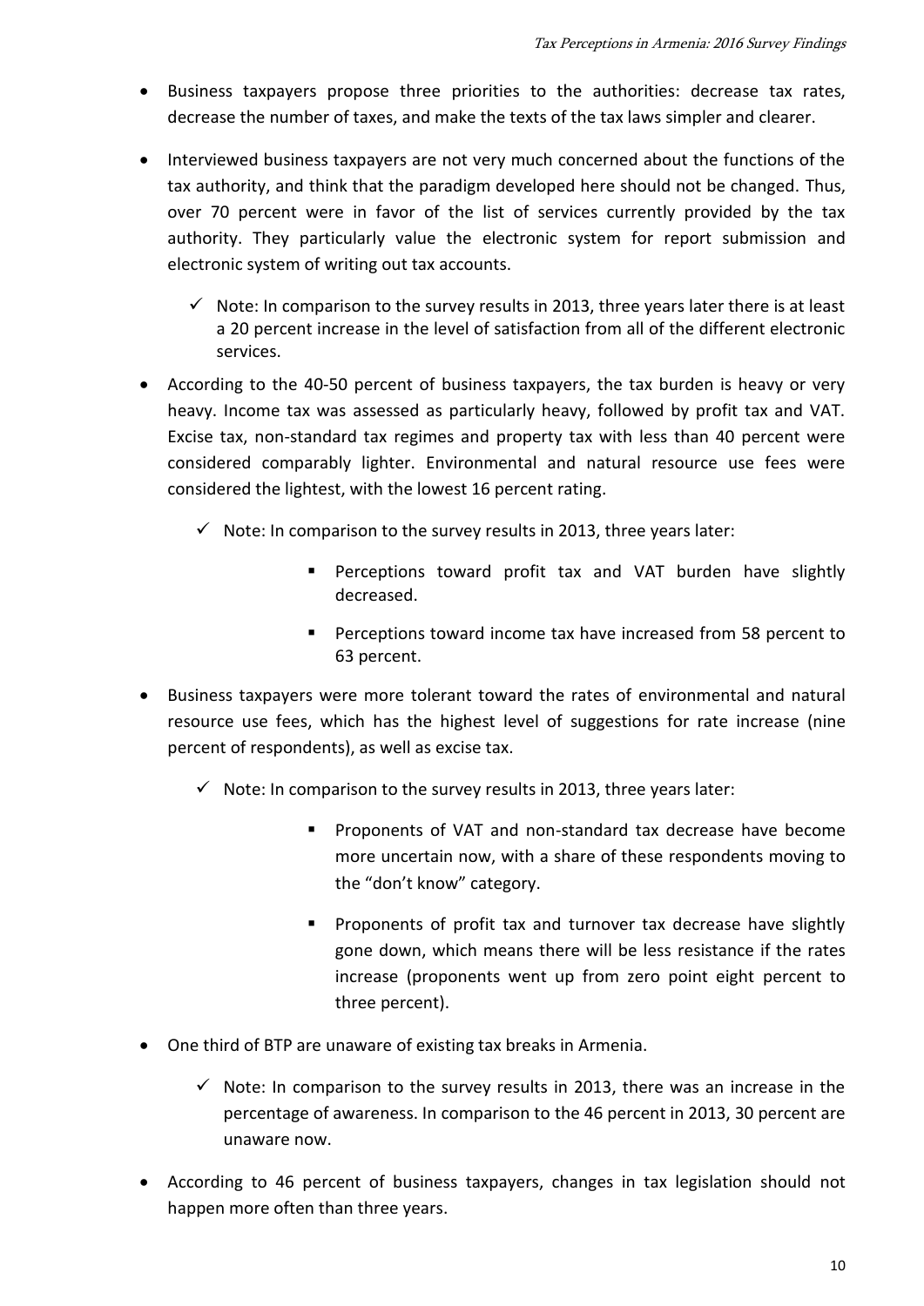- Business taxpayers propose three priorities to the authorities: decrease tax rates, decrease the number of taxes, and make the texts of the tax laws simpler and clearer.

- Interviewed business taxpayers are not very much concerned about the functions of the tax authority, and think that the paradigm developed here should not be changed. Thus, over 70 percent were in favor of the list of services currently provided by the tax authority. They particularly value the electronic system for report submission and electronic system of writing out tax accounts.

  - ✓ Note: In comparison to the survey results in 2013, three years later there is at least a 20 percent increase in the level of satisfaction from all of the different electronic services.

- According to the 40-50 percent of business taxpayers, the tax burden is heavy or very heavy. Income tax was assessed as particularly heavy, followed by profit tax and VAT. Excise tax, non-standard tax regimes and property tax with less than 40 percent were considered comparably lighter. Environmental and natural resource use fees were considered the lightest, with the lowest 16 percent rating.

  - ✓ Note: In comparison to the survey results in 2013, three years later:
    - Perceptions toward profit tax and VAT burden have slightly decreased.
    - Perceptions toward income tax have increased from 58 percent to 63 percent.

- Business taxpayers were more tolerant toward the rates of environmental and natural resource use fees, which has the highest level of suggestions for rate increase (nine percent of respondents), as well as excise tax.

  - ✓ Note: In comparison to the survey results in 2013, three years later:
    - Proponents of VAT and non-standard tax decrease have become more uncertain now, with a share of these respondents moving to the "don't know" category.
    - Proponents of profit tax and turnover tax decrease have slightly gone down, which means there will be less resistance if the rates increase (proponents went up from zero point eight percent to three percent).

- One third of BTP are unaware of existing tax breaks in Armenia.

  - ✓ Note: In comparison to the survey results in 2013, there was an increase in the percentage of awareness. In comparison to the 46 percent in 2013, 30 percent are unaware now.

- According to 46 percent of business taxpayers, changes in tax legislation should not happen more often than three years.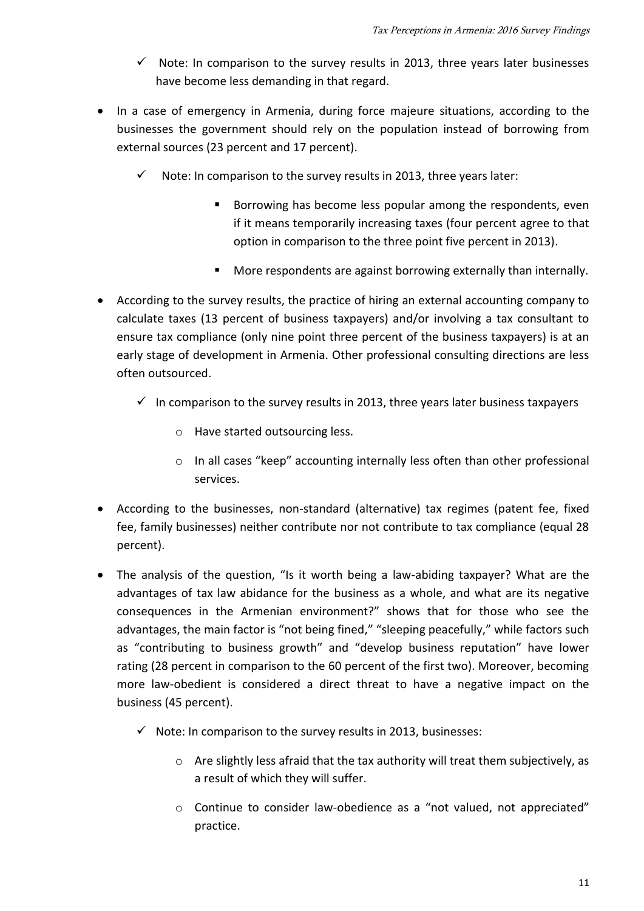- ✓ Note: In comparison to the survey results in 2013, three years later businesses have become less demanding in that regard.

- In a case of emergency in Armenia, during force majeure situations, according to the businesses the government should rely on the population instead of borrowing from external sources (23 percent and 17 percent).

  - ✓ Note: In comparison to the survey results in 2013, three years later:

    - Borrowing has become less popular among the respondents, even if it means temporarily increasing taxes (four percent agree to that option in comparison to the three point five percent in 2013).
    - More respondents are against borrowing externally than internally.

- According to the survey results, the practice of hiring an external accounting company to calculate taxes (13 percent of business taxpayers) and/or involving a tax consultant to ensure tax compliance (only nine point three percent of the business taxpayers) is at an early stage of development in Armenia. Other professional consulting directions are less often outsourced.

  - ✓ In comparison to the survey results in 2013, three years later business taxpayers

    - Have started outsourcing less.
    - In all cases "keep" accounting internally less often than other professional services.

- According to the businesses, non-standard (alternative) tax regimes (patent fee, fixed fee, family businesses) neither contribute nor not contribute to tax compliance (equal 28 percent).

- The analysis of the question, "Is it worth being a law-abiding taxpayer? What are the advantages of tax law abidance for the business as a whole, and what are its negative consequences in the Armenian environment?" shows that for those who see the advantages, the main factor is "not being fined," "sleeping peacefully," while factors such as "contributing to business growth" and "develop business reputation" have lower rating (28 percent in comparison to the 60 percent of the first two). Moreover, becoming more law-obedient is considered a direct threat to have a negative impact on the business (45 percent).

  - ✓ Note: In comparison to the survey results in 2013, businesses:

    - Are slightly less afraid that the tax authority will treat them subjectively, as a result of which they will suffer.
    - Continue to consider law-obedience as a "not valued, not appreciated" practice.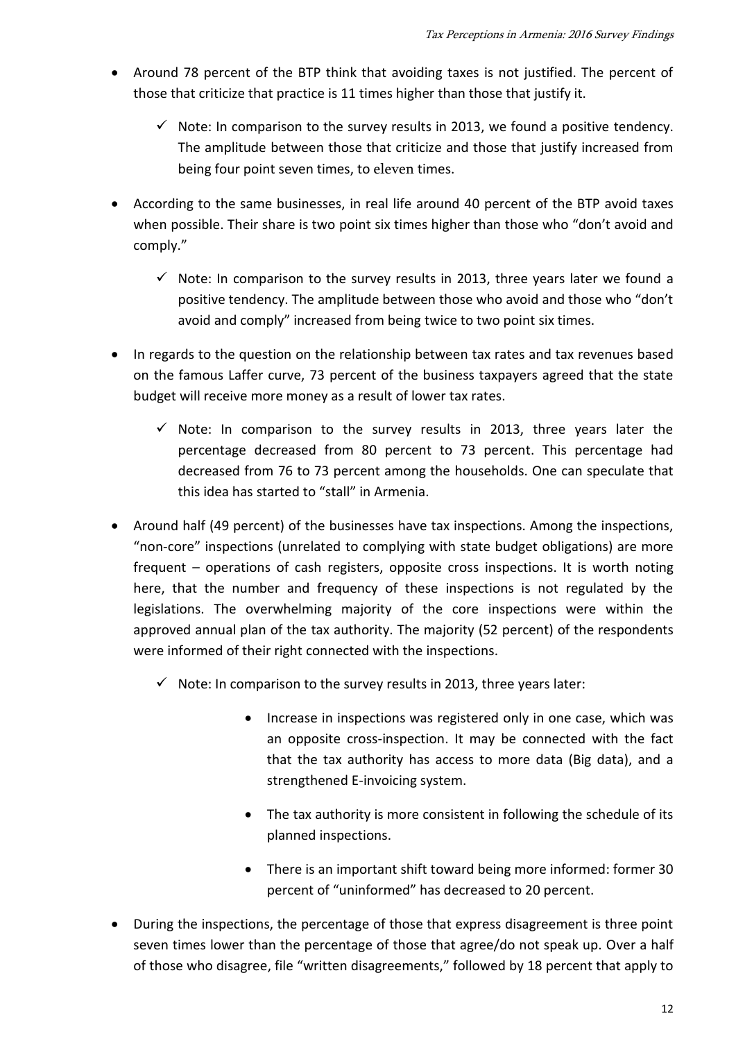- Around 78 percent of the BTP think that avoiding taxes is not justified. The percent of those that criticize that practice is 11 times higher than those that justify it.

  - ✓ Note: In comparison to the survey results in 2013, we found a positive tendency. The amplitude between those that criticize and those that justify increased from being four point seven times, to eleven times.

- According to the same businesses, in real life around 40 percent of the BTP avoid taxes when possible. Their share is two point six times higher than those who "don't avoid and comply."

  - ✓ Note: In comparison to the survey results in 2013, three years later we found a positive tendency. The amplitude between those who avoid and those who "don't avoid and comply" increased from being twice to two point six times.

- In regards to the question on the relationship between tax rates and tax revenues based on the famous Laffer curve, 73 percent of the business taxpayers agreed that the state budget will receive more money as a result of lower tax rates.

  - ✓ Note: In comparison to the survey results in 2013, three years later the percentage decreased from 80 percent to 73 percent. This percentage had decreased from 76 to 73 percent among the households. One can speculate that this idea has started to "stall" in Armenia.

- Around half (49 percent) of the businesses have tax inspections. Among the inspections, "non-core" inspections (unrelated to complying with state budget obligations) are more frequent – operations of cash registers, opposite cross inspections. It is worth noting here, that the number and frequency of these inspections is not regulated by the legislations. The overwhelming majority of the core inspections were within the approved annual plan of the tax authority. The majority (52 percent) of the respondents were informed of their right connected with the inspections.

  - ✓ Note: In comparison to the survey results in 2013, three years later:

    - Increase in inspections was registered only in one case, which was an opposite cross-inspection. It may be connected with the fact that the tax authority has access to more data (Big data), and a strengthened E-invoicing system.

    - The tax authority is more consistent in following the schedule of its planned inspections.

    - There is an important shift toward being more informed: former 30 percent of "uninformed" has decreased to 20 percent.

- During the inspections, the percentage of those that express disagreement is three point seven times lower than the percentage of those that agree/do not speak up. Over a half of those who disagree, file "written disagreements," followed by 18 percent that apply to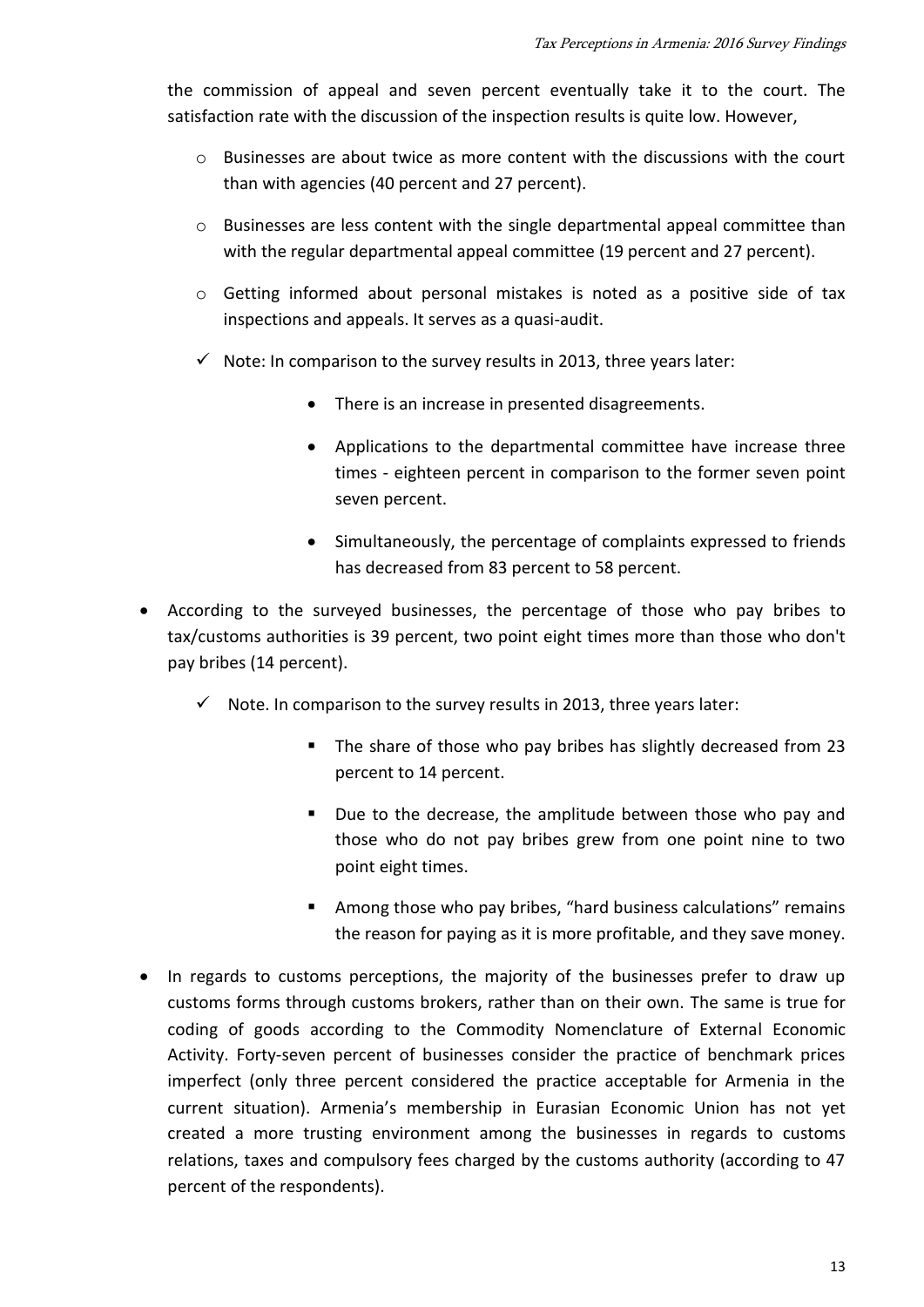the commission of appeal and seven percent eventually take it to the court. The satisfaction rate with the discussion of the inspection results is quite low. However,

- Businesses are about twice as more content with the discussions with the court than with agencies (40 percent and 27 percent).
- Businesses are less content with the single departmental appeal committee than with the regular departmental appeal committee (19 percent and 27 percent).
- Getting informed about personal mistakes is noted as a positive side of tax inspections and appeals. It serves as a quasi-audit.
- ✓ Note: In comparison to the survey results in 2013, three years later:
    - There is an increase in presented disagreements.
    - Applications to the departmental committee have increase three times - eighteen percent in comparison to the former seven point seven percent.
    - Simultaneously, the percentage of complaints expressed to friends has decreased from 83 percent to 58 percent.

- According to the surveyed businesses, the percentage of those who pay bribes to tax/customs authorities is 39 percent, two point eight times more than those who don't pay bribes (14 percent).
    - ✓ Note. In comparison to the survey results in 2013, three years later:
        - The share of those who pay bribes has slightly decreased from 23 percent to 14 percent.
        - Due to the decrease, the amplitude between those who pay and those who do not pay bribes grew from one point nine to two point eight times.
        - Among those who pay bribes, "hard business calculations" remains the reason for paying as it is more profitable, and they save money.
- In regards to customs perceptions, the majority of the businesses prefer to draw up customs forms through customs brokers, rather than on their own. The same is true for coding of goods according to the Commodity Nomenclature of External Economic Activity. Forty-seven percent of businesses consider the practice of benchmark prices imperfect (only three percent considered the practice acceptable for Armenia in the current situation). Armenia's membership in Eurasian Economic Union has not yet created a more trusting environment among the businesses in regards to customs relations, taxes and compulsory fees charged by the customs authority (according to 47 percent of the respondents).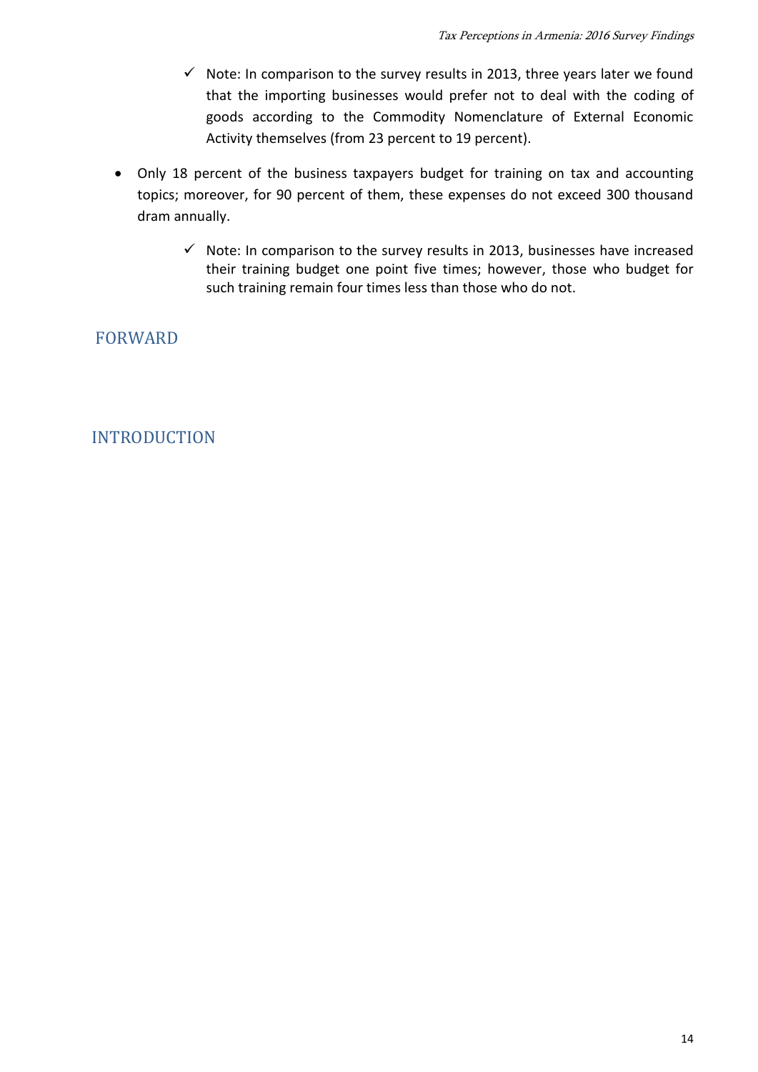- ✓ Note: In comparison to the survey results in 2013, three years later we found that the importing businesses would prefer not to deal with the coding of goods according to the Commodity Nomenclature of External Economic Activity themselves (from 23 percent to 19 percent).

- Only 18 percent of the business taxpayers budget for training on tax and accounting topics; moreover, for 90 percent of them, these expenses do not exceed 300 thousand dram annually.

    - ✓ Note: In comparison to the survey results in 2013, businesses have increased their training budget one point five times; however, those who budget for such training remain four times less than those who do not.

## FORWARD

## INTRODUCTION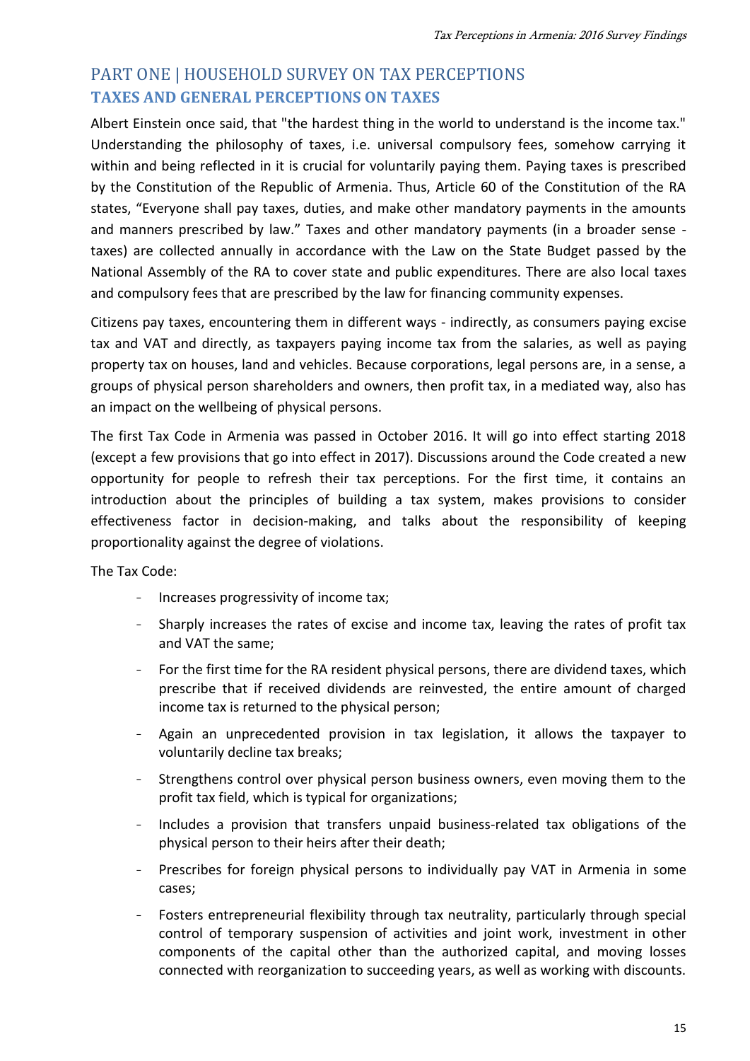# PART ONE | HOUSEHOLD SURVEY ON TAX PERCEPTIONS

## TAXES AND GENERAL PERCEPTIONS ON TAXES

Albert Einstein once said, that "the hardest thing in the world to understand is the income tax." Understanding the philosophy of taxes, i.e. universal compulsory fees, somehow carrying it within and being reflected in it is crucial for voluntarily paying them. Paying taxes is prescribed by the Constitution of the Republic of Armenia. Thus, Article 60 of the Constitution of the RA states, "Everyone shall pay taxes, duties, and make other mandatory payments in the amounts and manners prescribed by law." Taxes and other mandatory payments (in a broader sense - taxes) are collected annually in accordance with the Law on the State Budget passed by the National Assembly of the RA to cover state and public expenditures. There are also local taxes and compulsory fees that are prescribed by the law for financing community expenses.

Citizens pay taxes, encountering them in different ways - indirectly, as consumers paying excise tax and VAT and directly, as taxpayers paying income tax from the salaries, as well as paying property tax on houses, land and vehicles. Because corporations, legal persons are, in a sense, a groups of physical person shareholders and owners, then profit tax, in a mediated way, also has an impact on the wellbeing of physical persons.

The first Tax Code in Armenia was passed in October 2016. It will go into effect starting 2018 (except a few provisions that go into effect in 2017). Discussions around the Code created a new opportunity for people to refresh their tax perceptions. For the first time, it contains an introduction about the principles of building a tax system, makes provisions to consider effectiveness factor in decision-making, and talks about the responsibility of keeping proportionality against the degree of violations.

The Tax Code:

- Increases progressivity of income tax;
- Sharply increases the rates of excise and income tax, leaving the rates of profit tax and VAT the same;
- For the first time for the RA resident physical persons, there are dividend taxes, which prescribe that if received dividends are reinvested, the entire amount of charged income tax is returned to the physical person;
- Again an unprecedented provision in tax legislation, it allows the taxpayer to voluntarily decline tax breaks;
- Strengthens control over physical person business owners, even moving them to the profit tax field, which is typical for organizations;
- Includes a provision that transfers unpaid business-related tax obligations of the physical person to their heirs after their death;
- Prescribes for foreign physical persons to individually pay VAT in Armenia in some cases;
- Fosters entrepreneurial flexibility through tax neutrality, particularly through special control of temporary suspension of activities and joint work, investment in other components of the capital other than the authorized capital, and moving losses connected with reorganization to succeeding years, as well as working with discounts.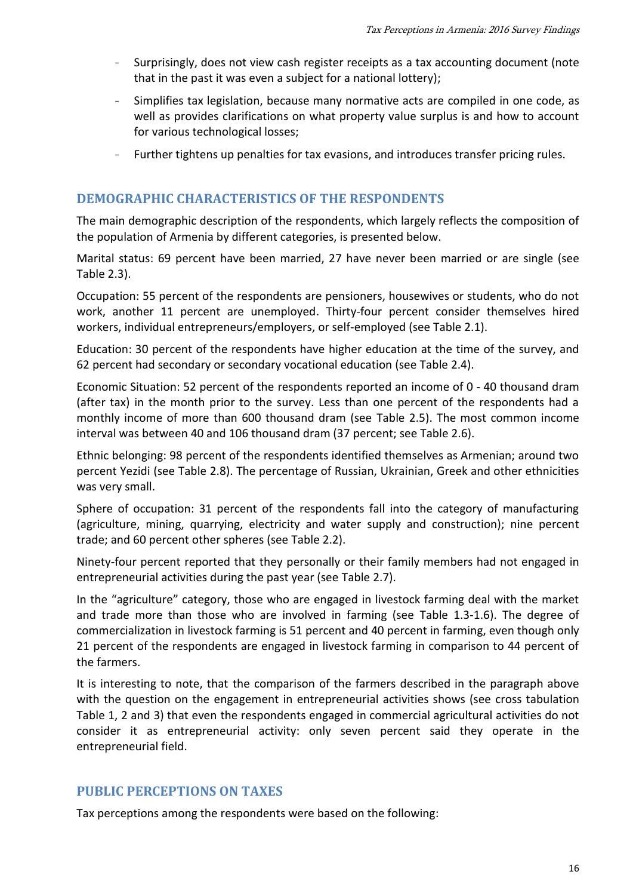- Surprisingly, does not view cash register receipts as a tax accounting document (note that in the past it was even a subject for a national lottery);
- Simplifies tax legislation, because many normative acts are compiled in one code, as well as provides clarifications on what property value surplus is and how to account for various technological losses;
- Further tightens up penalties for tax evasions, and introduces transfer pricing rules.

## DEMOGRAPHIC CHARACTERISTICS OF THE RESPONDENTS

The main demographic description of the respondents, which largely reflects the composition of the population of Armenia by different categories, is presented below.

Marital status: 69 percent have been married, 27 have never been married or are single (see Table 2.3).

Occupation: 55 percent of the respondents are pensioners, housewives or students, who do not work, another 11 percent are unemployed. Thirty-four percent consider themselves hired workers, individual entrepreneurs/employers, or self-employed (see Table 2.1).

Education: 30 percent of the respondents have higher education at the time of the survey, and 62 percent had secondary or secondary vocational education (see Table 2.4).

Economic Situation: 52 percent of the respondents reported an income of 0 - 40 thousand dram (after tax) in the month prior to the survey. Less than one percent of the respondents had a monthly income of more than 600 thousand dram (see Table 2.5). The most common income interval was between 40 and 106 thousand dram (37 percent; see Table 2.6).

Ethnic belonging: 98 percent of the respondents identified themselves as Armenian; around two percent Yezidi (see Table 2.8). The percentage of Russian, Ukrainian, Greek and other ethnicities was very small.

Sphere of occupation: 31 percent of the respondents fall into the category of manufacturing (agriculture, mining, quarrying, electricity and water supply and construction); nine percent trade; and 60 percent other spheres (see Table 2.2).

Ninety-four percent reported that they personally or their family members had not engaged in entrepreneurial activities during the past year (see Table 2.7).

In the "agriculture" category, those who are engaged in livestock farming deal with the market and trade more than those who are involved in farming (see Table 1.3-1.6). The degree of commercialization in livestock farming is 51 percent and 40 percent in farming, even though only 21 percent of the respondents are engaged in livestock farming in comparison to 44 percent of the farmers.

It is interesting to note, that the comparison of the farmers described in the paragraph above with the question on the engagement in entrepreneurial activities shows (see cross tabulation Table 1, 2 and 3) that even the respondents engaged in commercial agricultural activities do not consider it as entrepreneurial activity: only seven percent said they operate in the entrepreneurial field.

## PUBLIC PERCEPTIONS ON TAXES

Tax perceptions among the respondents were based on the following: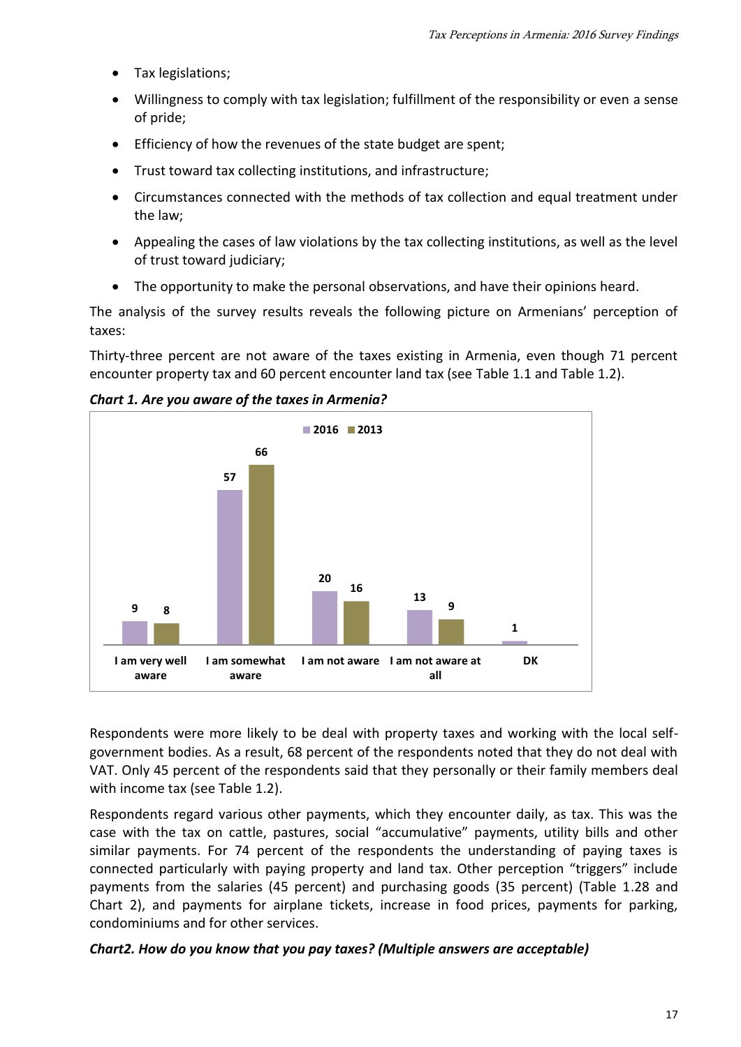- Tax legislations;
- Willingness to comply with tax legislation; fulfillment of the responsibility or even a sense of pride;
- Efficiency of how the revenues of the state budget are spent;
- Trust toward tax collecting institutions, and infrastructure;
- Circumstances connected with the methods of tax collection and equal treatment under the law;
- Appealing the cases of law violations by the tax collecting institutions, as well as the level of trust toward judiciary;
- The opportunity to make the personal observations, and have their opinions heard.

The analysis of the survey results reveals the following picture on Armenians' perception of taxes:

Thirty-three percent are not aware of the taxes existing in Armenia, even though 71 percent encounter property tax and 60 percent encounter land tax (see Table 1.1 and Table 1.2).

***Chart 1. Are you aware of the taxes in Armenia?***

| | 2016 | 2013 |
|---|---|---|
| I am very well aware | 9 | 8 |
| I am somewhat aware | 57 | 66 |
| I am not aware | 20 | 16 |
| I am not aware at all | 13 | 9 |
| DK | 1 | |

Respondents were more likely to be deal with property taxes and working with the local self-government bodies. As a result, 68 percent of the respondents noted that they do not deal with VAT. Only 45 percent of the respondents said that they personally or their family members deal with income tax (see Table 1.2).

Respondents regard various other payments, which they encounter daily, as tax. This was the case with the tax on cattle, pastures, social "accumulative" payments, utility bills and other similar payments. For 74 percent of the respondents the understanding of paying taxes is connected particularly with paying property and land tax. Other perception "triggers" include payments from the salaries (45 percent) and purchasing goods (35 percent) (Table 1.28 and Chart 2), and payments for airplane tickets, increase in food prices, payments for parking, condominiums and for other services.

***Chart2. How do you know that you pay taxes? (Multiple answers are acceptable)***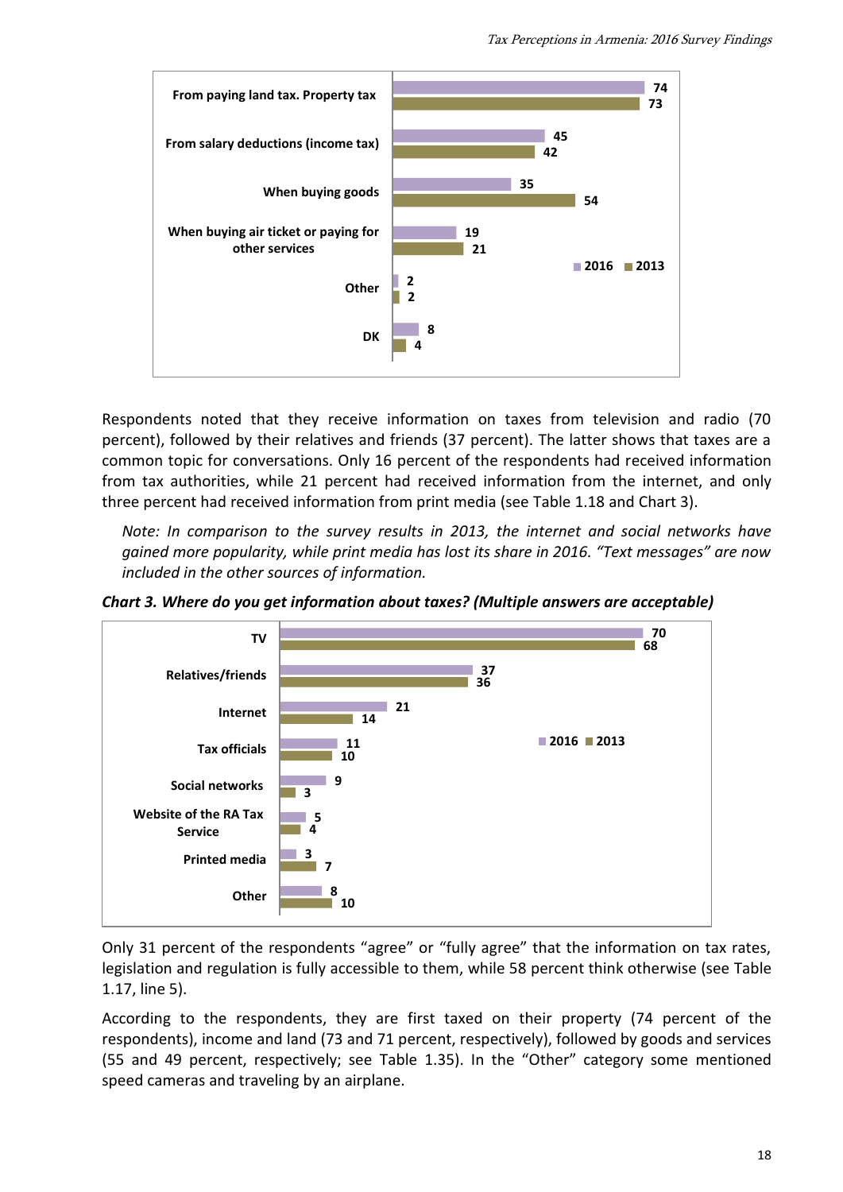| | 2016 | 2013 |
|---|---|---|
| From paying land tax. Property tax | 74 | 73 |
| From salary deductions (income tax) | 45 | 42 |
| When buying goods | 35 | 54 |
| When buying air ticket or paying for other services | 19 | 21 |
| Other | 2 | 2 |
| DK | 8 | 4 |

Respondents noted that they receive information on taxes from television and radio (70 percent), followed by their relatives and friends (37 percent). The latter shows that taxes are a common topic for conversations. Only 16 percent of the respondents had received information from tax authorities, while 21 percent had received information from the internet, and only three percent had received information from print media (see Table 1.18 and Chart 3).

*Note: In comparison to the survey results in 2013, the internet and social networks have gained more popularity, while print media has lost its share in 2016. "Text messages" are now included in the other sources of information.*

***Chart 3. Where do you get information about taxes? (Multiple answers are acceptable)***

| | 2016 | 2013 |
|---|---|---|
| TV | 70 | 68 |
| Relatives/friends | 37 | 36 |
| Internet | 21 | 14 |
| Tax officials | 11 | 10 |
| Social networks | 9 | 3 |
| Website of the RA Tax Service | 5 | 4 |
| Printed media | 3 | 7 |
| Other | 8 | 10 |

Only 31 percent of the respondents "agree" or "fully agree" that the information on tax rates, legislation and regulation is fully accessible to them, while 58 percent think otherwise (see Table 1.17, line 5).

According to the respondents, they are first taxed on their property (74 percent of the respondents), income and land (73 and 71 percent, respectively), followed by goods and services (55 and 49 percent, respectively; see Table 1.35). In the "Other" category some mentioned speed cameras and traveling by an airplane.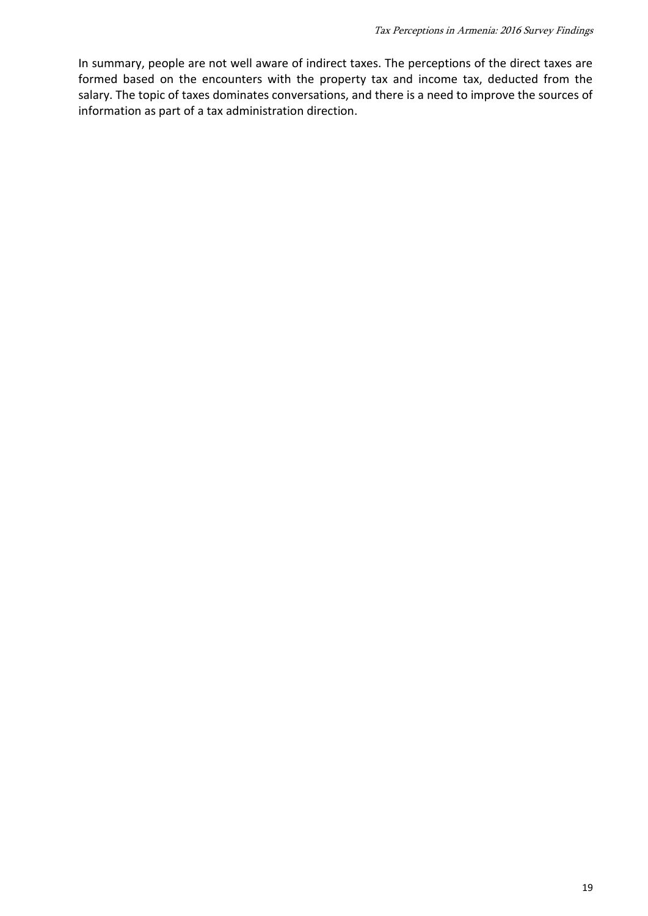In summary, people are not well aware of indirect taxes. The perceptions of the direct taxes are formed based on the encounters with the property tax and income tax, deducted from the salary. The topic of taxes dominates conversations, and there is a need to improve the sources of information as part of a tax administration direction.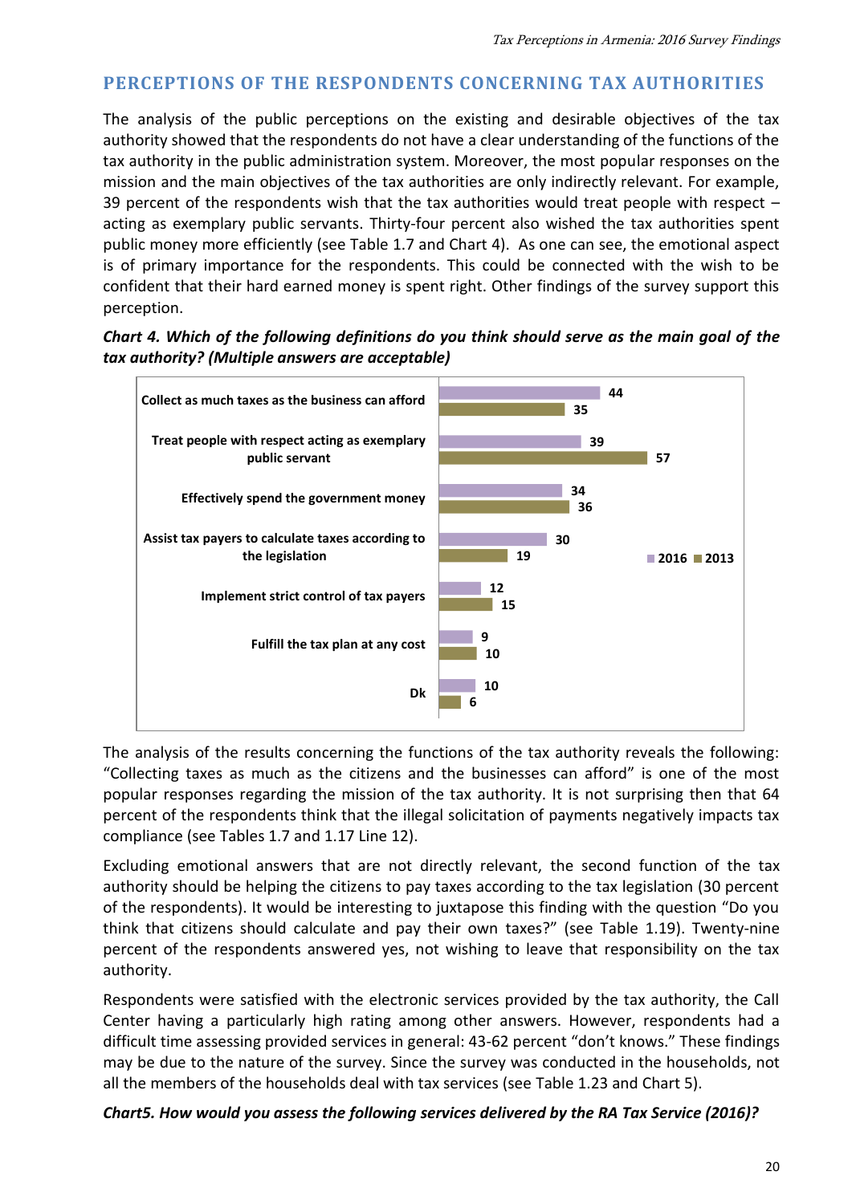## PERCEPTIONS OF THE RESPONDENTS CONCERNING TAX AUTHORITIES

The analysis of the public perceptions on the existing and desirable objectives of the tax authority showed that the respondents do not have a clear understanding of the functions of the tax authority in the public administration system. Moreover, the most popular responses on the mission and the main objectives of the tax authorities are only indirectly relevant. For example, 39 percent of the respondents wish that the tax authorities would treat people with respect – acting as exemplary public servants. Thirty-four percent also wished the tax authorities spent public money more efficiently (see Table 1.7 and Chart 4). As one can see, the emotional aspect is of primary importance for the respondents. This could be connected with the wish to be confident that their hard earned money is spent right. Other findings of the survey support this perception.

***Chart 4. Which of the following definitions do you think should serve as the main goal of the tax authority? (Multiple answers are acceptable)***

| | 2016 | 2013 |
|---|---|---|
| Collect as much taxes as the business can afford | 44 | 35 |
| Treat people with respect acting as exemplary public servant | 39 | 57 |
| Effectively spend the government money | 34 | 36 |
| Assist tax payers to calculate taxes according to the legislation | 30 | 19 |
| Implement strict control of tax payers | 12 | 15 |
| Fulfill the tax plan at any cost | 9 | 10 |
| Dk | 10 | 6 |

The analysis of the results concerning the functions of the tax authority reveals the following: "Collecting taxes as much as the citizens and the businesses can afford" is one of the most popular responses regarding the mission of the tax authority. It is not surprising then that 64 percent of the respondents think that the illegal solicitation of payments negatively impacts tax compliance (see Tables 1.7 and 1.17 Line 12).

Excluding emotional answers that are not directly relevant, the second function of the tax authority should be helping the citizens to pay taxes according to the tax legislation (30 percent of the respondents). It would be interesting to juxtapose this finding with the question "Do you think that citizens should calculate and pay their own taxes?" (see Table 1.19). Twenty-nine percent of the respondents answered yes, not wishing to leave that responsibility on the tax authority.

Respondents were satisfied with the electronic services provided by the tax authority, the Call Center having a particularly high rating among other answers. However, respondents had a difficult time assessing provided services in general: 43-62 percent "don't knows." These findings may be due to the nature of the survey. Since the survey was conducted in the households, not all the members of the households deal with tax services (see Table 1.23 and Chart 5).

***Chart5. How would you assess the following services delivered by the RA Tax Service (2016)?***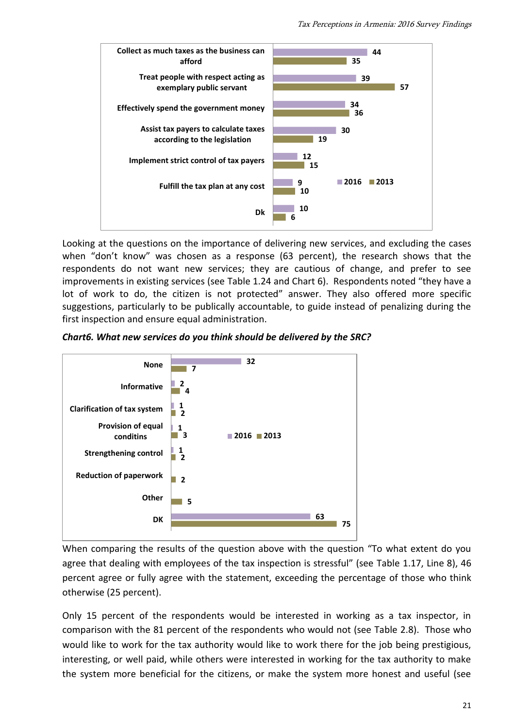| | 2016 | 2013 |
|---|---|---|
| Collect as much taxes as the business can afford | 44 | 35 |
| Treat people with respect acting as exemplary public servant | 39 | 57 |
| Effectively spend the government money | 34 | 36 |
| Assist tax payers to calculate taxes according to the legislation | 30 | 19 |
| Implement strict control of tax payers | 12 | 15 |
| Fulfill the tax plan at any cost | 9 | 10 |
| Dk | 10 | 6 |

Looking at the questions on the importance of delivering new services, and excluding the cases when "don't know" was chosen as a response (63 percent), the research shows that the respondents do not want new services; they are cautious of change, and prefer to see improvements in existing services (see Table 1.24 and Chart 6). Respondents noted "they have a lot of work to do, the citizen is not protected" answer. They also offered more specific suggestions, particularly to be publically accountable, to guide instead of penalizing during the first inspection and ensure equal administration.

***Chart6. What new services do you think should be delivered by the SRC?***

| | 2016 | 2013 |
|---|---|---|
| None | 32 | 7 |
| Informative | 2 | 4 |
| Clarification of tax system | 1 | 2 |
| Provision of equal conditins | 1 | 3 |
| Strengthening control | 1 | 2 |
| Reduction of paperwork | | 2 |
| Other | | 5 |
| DK | 63 | 75 |

When comparing the results of the question above with the question "To what extent do you agree that dealing with employees of the tax inspection is stressful" (see Table 1.17, Line 8), 46 percent agree or fully agree with the statement, exceeding the percentage of those who think otherwise (25 percent).

Only 15 percent of the respondents would be interested in working as a tax inspector, in comparison with the 81 percent of the respondents who would not (see Table 2.8). Those who would like to work for the tax authority would like to work there for the job being prestigious, interesting, or well paid, while others were interested in working for the tax authority to make the system more beneficial for the citizens, or make the system more honest and useful (see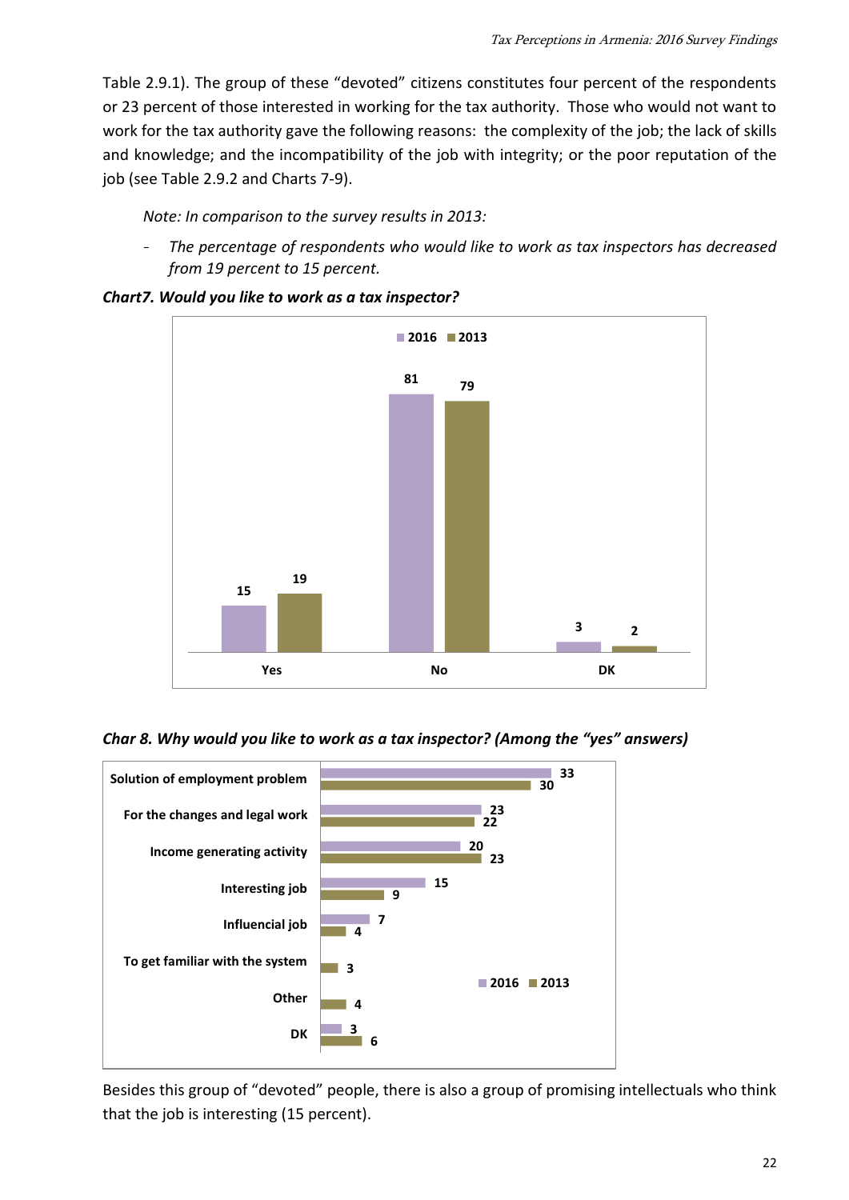Table 2.9.1). The group of these "devoted" citizens constitutes four percent of the respondents or 23 percent of those interested in working for the tax authority. Those who would not want to work for the tax authority gave the following reasons: the complexity of the job; the lack of skills and knowledge; and the incompatibility of the job with integrity; or the poor reputation of the job (see Table 2.9.2 and Charts 7-9).

*Note: In comparison to the survey results in 2013:*

- *The percentage of respondents who would like to work as tax inspectors has decreased from 19 percent to 15 percent.*

***Chart7. Would you like to work as a tax inspector?***

| | 2016 | 2013 |
|---|---|---|
| Yes | 15 | 19 |
| No | 81 | 79 |
| DK | 3 | 2 |

***Char 8. Why would you like to work as a tax inspector? (Among the "yes" answers)***

| | 2016 | 2013 |
|---|---|---|
| Solution of employment problem | 33 | 30 |
| For the changes and legal work | 23 | 22 |
| Income generating activity | 20 | 23 |
| Interesting job | 15 | 9 |
| Influencial job | 7 | 4 |
| To get familiar with the system | | 3 |
| Other | | 4 |
| DK | 3 | 6 |

Besides this group of "devoted" people, there is also a group of promising intellectuals who think that the job is interesting (15 percent).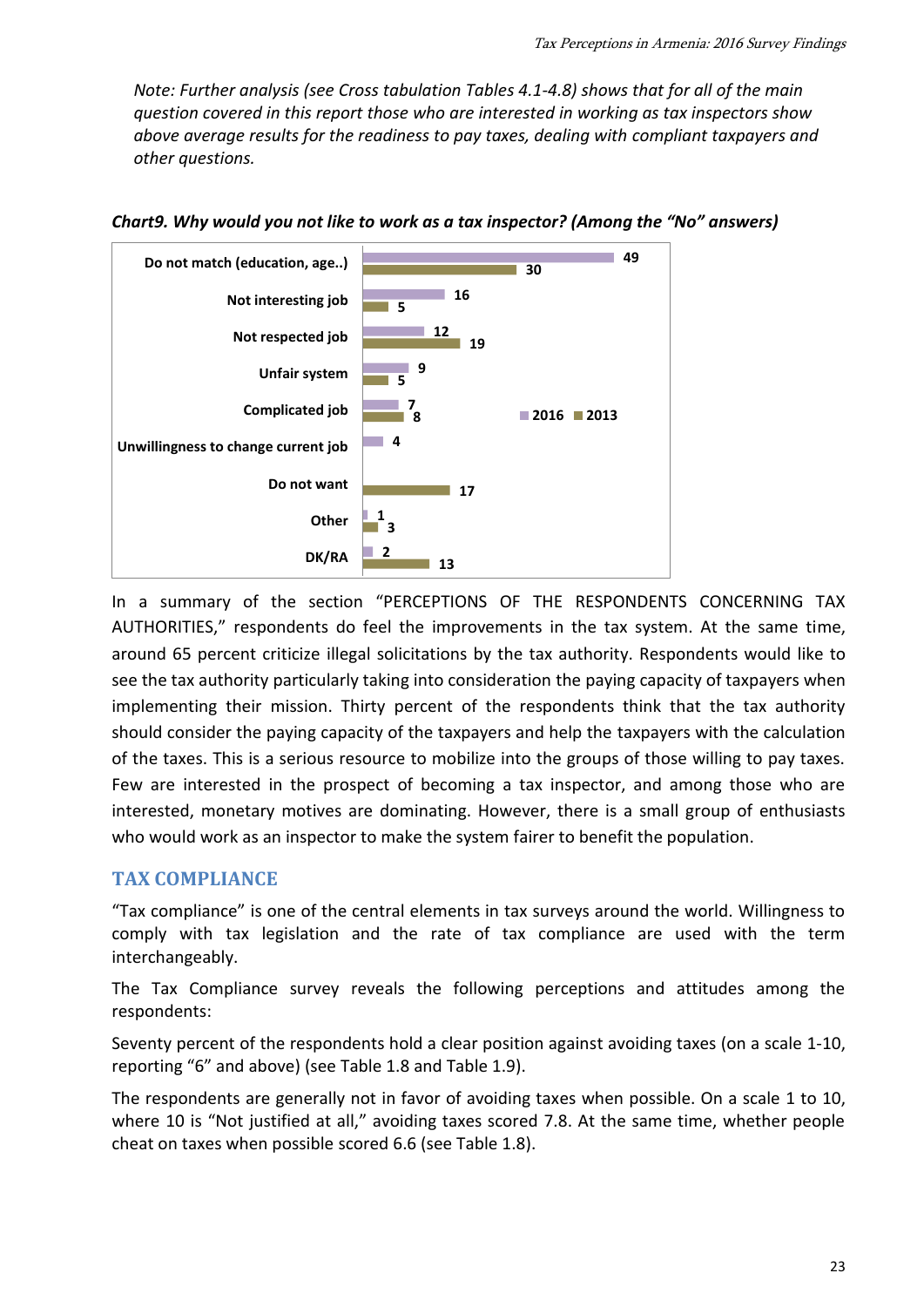*Note: Further analysis (see Cross tabulation Tables 4.1-4.8) shows that for all of the main question covered in this report those who are interested in working as tax inspectors show above average results for the readiness to pay taxes, dealing with compliant taxpayers and other questions.*

***Chart9. Why would you not like to work as a tax inspector? (Among the "No" answers)***

| | 2016 | 2013 |
|---|---|---|
| Do not match (education, age..) | 49 | 30 |
| Not interesting job | 16 | 5 |
| Not respected job | 12 | 19 |
| Unfair system | 9 | 5 |
| Complicated job | 7 | 8 |
| Unwillingness to change current job | 4 | |
| Do not want | | 17 |
| Other | 1 | 3 |
| DK/RA | 2 | 13 |

In a summary of the section "PERCEPTIONS OF THE RESPONDENTS CONCERNING TAX AUTHORITIES," respondents do feel the improvements in the tax system. At the same time, around 65 percent criticize illegal solicitations by the tax authority. Respondents would like to see the tax authority particularly taking into consideration the paying capacity of taxpayers when implementing their mission. Thirty percent of the respondents think that the tax authority should consider the paying capacity of the taxpayers and help the taxpayers with the calculation of the taxes. This is a serious resource to mobilize into the groups of those willing to pay taxes. Few are interested in the prospect of becoming a tax inspector, and among those who are interested, monetary motives are dominating. However, there is a small group of enthusiasts who would work as an inspector to make the system fairer to benefit the population.

## TAX COMPLIANCE

"Tax compliance" is one of the central elements in tax surveys around the world. Willingness to comply with tax legislation and the rate of tax compliance are used with the term interchangeably.

The Tax Compliance survey reveals the following perceptions and attitudes among the respondents:

Seventy percent of the respondents hold a clear position against avoiding taxes (on a scale 1-10, reporting "6" and above) (see Table 1.8 and Table 1.9).

The respondents are generally not in favor of avoiding taxes when possible. On a scale 1 to 10, where 10 is "Not justified at all," avoiding taxes scored 7.8. At the same time, whether people cheat on taxes when possible scored 6.6 (see Table 1.8).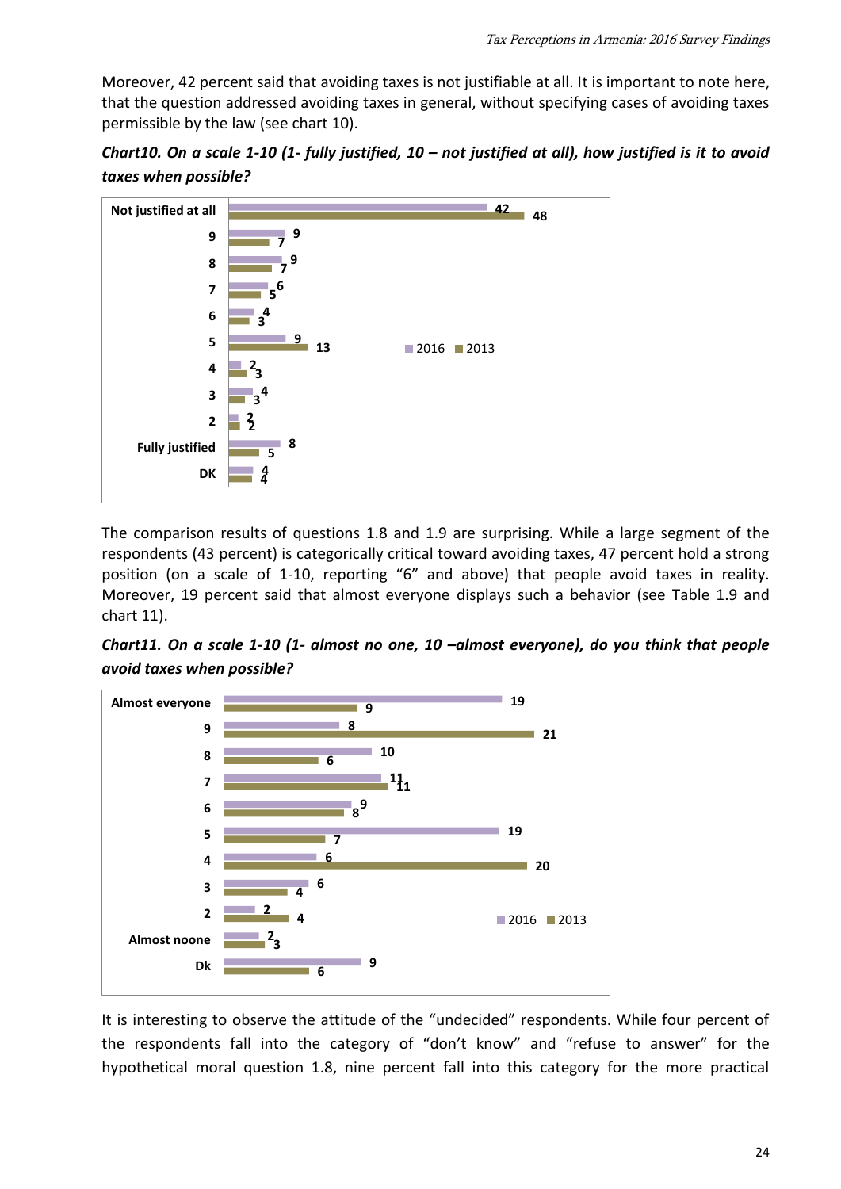Moreover, 42 percent said that avoiding taxes is not justifiable at all. It is important to note here, that the question addressed avoiding taxes in general, without specifying cases of avoiding taxes permissible by the law (see chart 10).

***Chart10. On a scale 1-10 (1- fully justified, 10 – not justified at all), how justified is it to avoid taxes when possible?***

| | 2016 | 2013 |
|---|---|---|
| Not justified at all | 42 | 48 |
| 9 | 9 | 7 |
| 8 | 9 | 7 |
| 7 | 6 | 5 |
| 6 | 4 | 3 |
| 5 | 9 | 13 |
| 4 | 2 | 3 |
| 3 | 4 | 3 |
| 2 | 2 | 2 |
| Fully justified | 8 | 5 |
| DK | 4 | 4 |

The comparison results of questions 1.8 and 1.9 are surprising. While a large segment of the respondents (43 percent) is categorically critical toward avoiding taxes, 47 percent hold a strong position (on a scale of 1-10, reporting "6" and above) that people avoid taxes in reality. Moreover, 19 percent said that almost everyone displays such a behavior (see Table 1.9 and chart 11).

***Chart11. On a scale 1-10 (1- almost no one, 10 –almost everyone), do you think that people avoid taxes when possible?***

| | 2016 | 2013 |
|---|---|---|
| Almost everyone | 19 | 9 |
| 9 | 8 | 21 |
| 8 | 10 | 6 |
| 7 | 11 | 11 |
| 6 | 9 | 8 |
| 5 | 19 | 7 |
| 4 | 6 | 20 |
| 3 | 6 | 4 |
| 2 | 2 | 4 |
| Almost noone | 2 | 3 |
| Dk | 9 | 6 |

It is interesting to observe the attitude of the "undecided" respondents. While four percent of the respondents fall into the category of "don't know" and "refuse to answer" for the hypothetical moral question 1.8, nine percent fall into this category for the more practical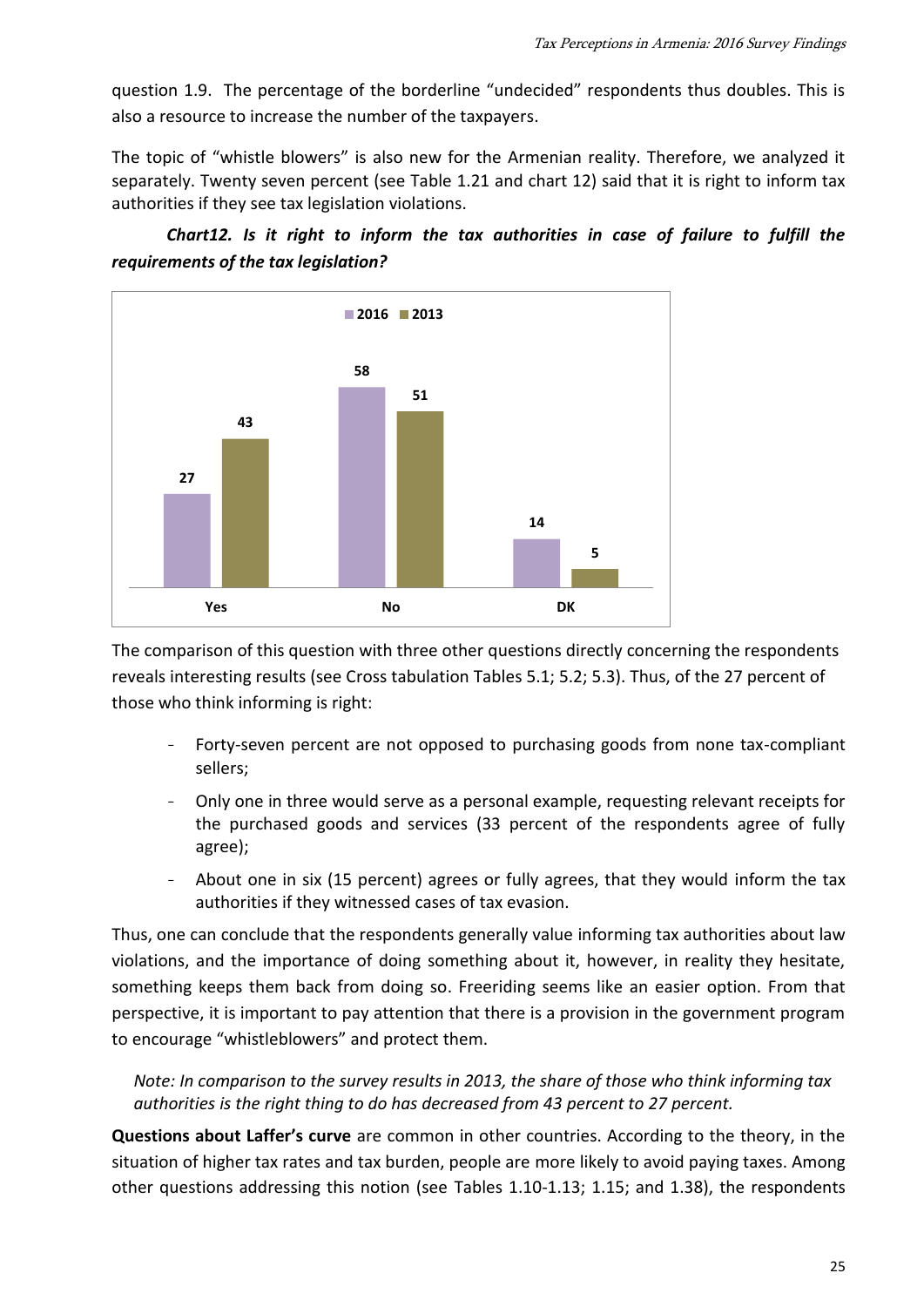question 1.9. The percentage of the borderline "undecided" respondents thus doubles. This is also a resource to increase the number of the taxpayers.

The topic of "whistle blowers" is also new for the Armenian reality. Therefore, we analyzed it separately. Twenty seven percent (see Table 1.21 and chart 12) said that it is right to inform tax authorities if they see tax legislation violations.

***Chart12. Is it right to inform the tax authorities in case of failure to fulfill the requirements of the tax legislation?***

| | 2016 | 2013 |
|---|---|---|
| Yes | 27 | 43 |
| No | 58 | 51 |
| DK | 14 | 5 |

The comparison of this question with three other questions directly concerning the respondents reveals interesting results (see Cross tabulation Tables 5.1; 5.2; 5.3). Thus, of the 27 percent of those who think informing is right:

- Forty-seven percent are not opposed to purchasing goods from none tax-compliant sellers;
- Only one in three would serve as a personal example, requesting relevant receipts for the purchased goods and services (33 percent of the respondents agree of fully agree);
- About one in six (15 percent) agrees or fully agrees, that they would inform the tax authorities if they witnessed cases of tax evasion.

Thus, one can conclude that the respondents generally value informing tax authorities about law violations, and the importance of doing something about it, however, in reality they hesitate, something keeps them back from doing so. Freeriding seems like an easier option. From that perspective, it is important to pay attention that there is a provision in the government program to encourage "whistleblowers" and protect them.

*Note: In comparison to the survey results in 2013, the share of those who think informing tax authorities is the right thing to do has decreased from 43 percent to 27 percent.*

**Questions about Laffer's curve** are common in other countries. According to the theory, in the situation of higher tax rates and tax burden, people are more likely to avoid paying taxes. Among other questions addressing this notion (see Tables 1.10-1.13; 1.15; and 1.38), the respondents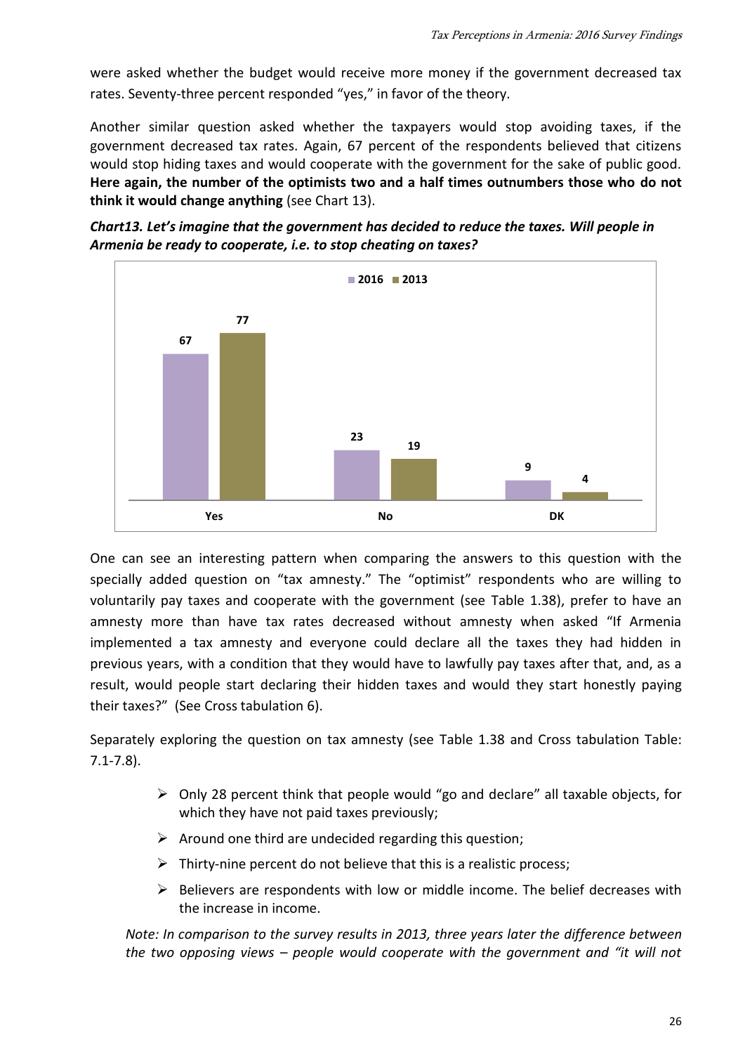were asked whether the budget would receive more money if the government decreased tax rates. Seventy-three percent responded "yes," in favor of the theory.

Another similar question asked whether the taxpayers would stop avoiding taxes, if the government decreased tax rates. Again, 67 percent of the respondents believed that citizens would stop hiding taxes and would cooperate with the government for the sake of public good. **Here again, the number of the optimists two and a half times outnumbers those who do not think it would change anything** (see Chart 13).

***Chart13. Let's imagine that the government has decided to reduce the taxes. Will people in Armenia be ready to cooperate, i.e. to stop cheating on taxes?***

| | 2016 | 2013 |
|---|---|---|
| Yes | 67 | 77 |
| No | 23 | 19 |
| DK | 9 | 4 |

One can see an interesting pattern when comparing the answers to this question with the specially added question on "tax amnesty." The "optimist" respondents who are willing to voluntarily pay taxes and cooperate with the government (see Table 1.38), prefer to have an amnesty more than have tax rates decreased without amnesty when asked "If Armenia implemented a tax amnesty and everyone could declare all the taxes they had hidden in previous years, with a condition that they would have to lawfully pay taxes after that, and, as a result, would people start declaring their hidden taxes and would they start honestly paying their taxes?" (See Cross tabulation 6).

Separately exploring the question on tax amnesty (see Table 1.38 and Cross tabulation Table: 7.1-7.8).

- Only 28 percent think that people would "go and declare" all taxable objects, for which they have not paid taxes previously;
- Around one third are undecided regarding this question;
- Thirty-nine percent do not believe that this is a realistic process;
- Believers are respondents with low or middle income. The belief decreases with the increase in income.

*Note: In comparison to the survey results in 2013, three years later the difference between the two opposing views – people would cooperate with the government and "it will not*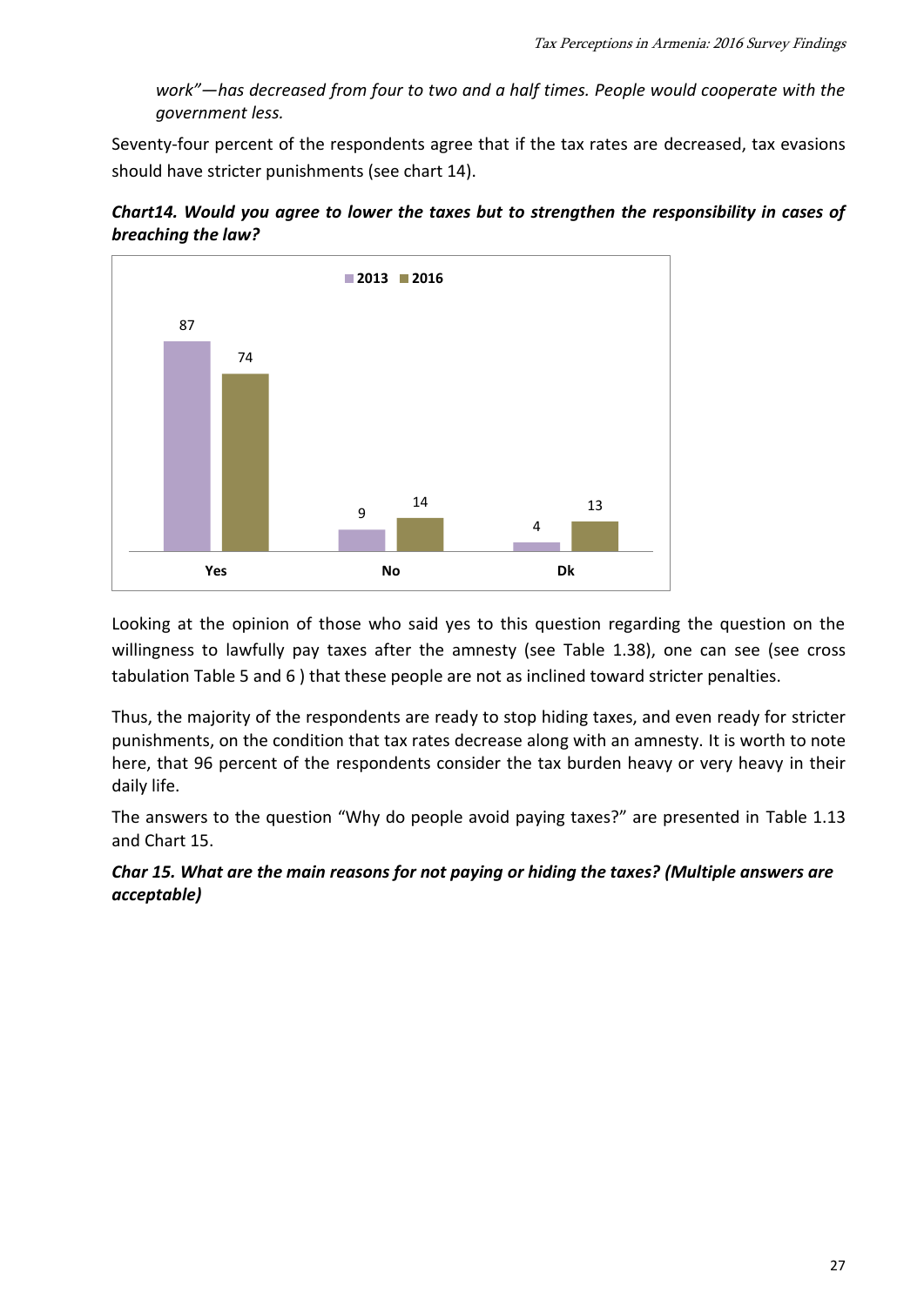*work"—has decreased from four to two and a half times. People would cooperate with the government less.*

Seventy-four percent of the respondents agree that if the tax rates are decreased, tax evasions should have stricter punishments (see chart 14).

***Chart14. Would you agree to lower the taxes but to strengthen the responsibility in cases of breaching the law?***

| | 2013 | 2016 |
|---|---|---|
| Yes | 87 | 74 |
| No | 9 | 14 |
| Dk | 4 | 13 |

Looking at the opinion of those who said yes to this question regarding the question on the willingness to lawfully pay taxes after the amnesty (see Table 1.38), one can see (see cross tabulation Table 5 and 6 ) that these people are not as inclined toward stricter penalties.

Thus, the majority of the respondents are ready to stop hiding taxes, and even ready for stricter punishments, on the condition that tax rates decrease along with an amnesty. It is worth to note here, that 96 percent of the respondents consider the tax burden heavy or very heavy in their daily life.

The answers to the question "Why do people avoid paying taxes?" are presented in Table 1.13 and Chart 15.

***Char 15. What are the main reasons for not paying or hiding the taxes? (Multiple answers are acceptable)***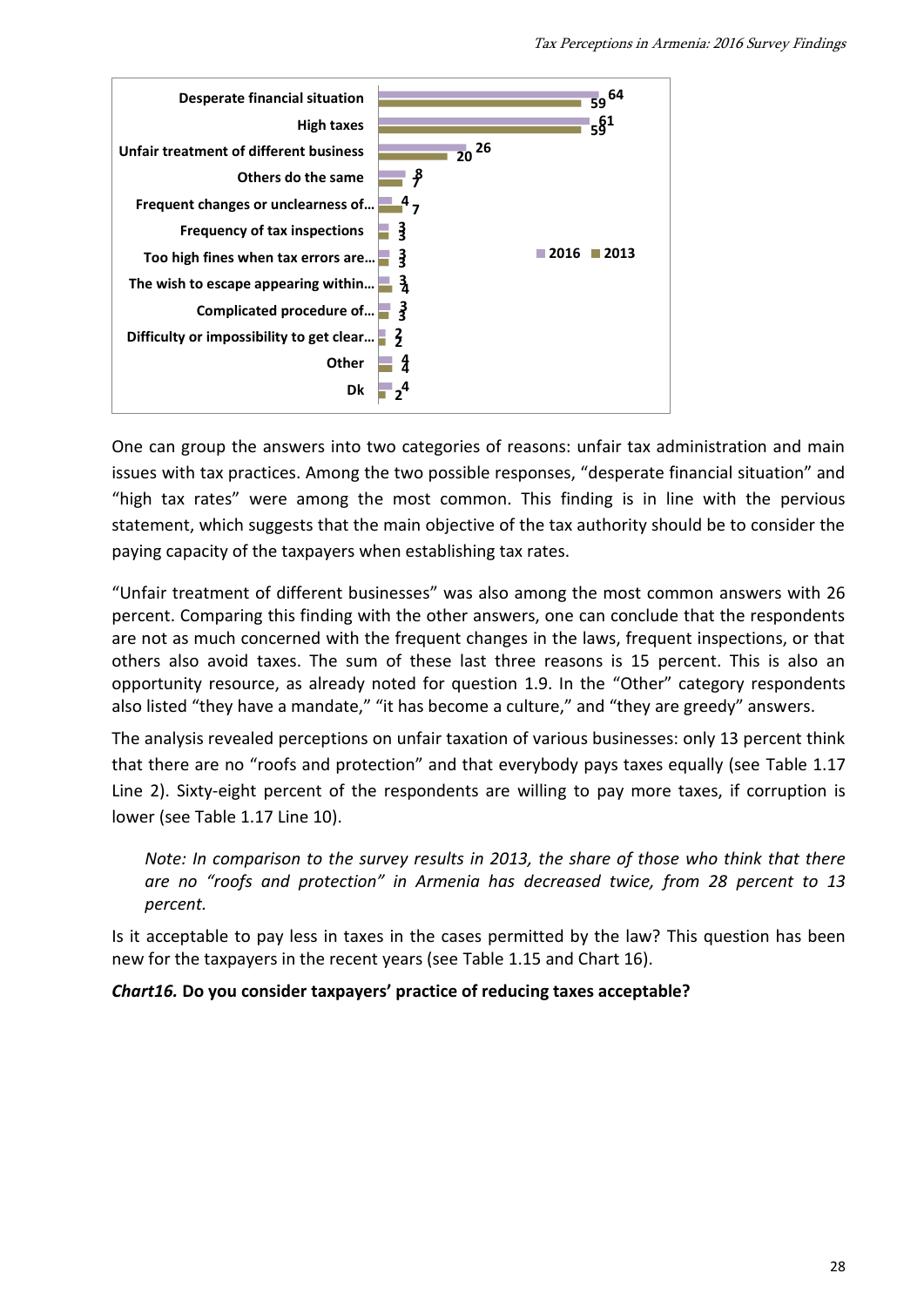| | 2016 | 2013 |
|---|---|---|
| Desperate financial situation | 64 | 59 |
| High taxes | 61 | 59 |
| Unfair treatment of different business | 26 | 20 |
| Others do the same | 8 | 7 |
| Frequent changes or unclearness of… | 4 | 7 |
| Frequency of tax inspections | 3 | 3 |
| Too high fines when tax errors are… | 3 | 3 |
| The wish to escape appearing within… | 3 | 4 |
| Complicated procedure of… | 3 | 3 |
| Difficulty or impossibility to get clear… | 2 | 2 |
| Other | 4 | 4 |
| Dk | 4 | 2 |

One can group the answers into two categories of reasons: unfair tax administration and main issues with tax practices. Among the two possible responses, "desperate financial situation" and "high tax rates" were among the most common. This finding is in line with the pervious statement, which suggests that the main objective of the tax authority should be to consider the paying capacity of the taxpayers when establishing tax rates.

"Unfair treatment of different businesses" was also among the most common answers with 26 percent. Comparing this finding with the other answers, one can conclude that the respondents are not as much concerned with the frequent changes in the laws, frequent inspections, or that others also avoid taxes. The sum of these last three reasons is 15 percent. This is also an opportunity resource, as already noted for question 1.9. In the "Other" category respondents also listed "they have a mandate," "it has become a culture," and "they are greedy" answers.

The analysis revealed perceptions on unfair taxation of various businesses: only 13 percent think that there are no "roofs and protection" and that everybody pays taxes equally (see Table 1.17 Line 2). Sixty-eight percent of the respondents are willing to pay more taxes, if corruption is lower (see Table 1.17 Line 10).

> *Note: In comparison to the survey results in 2013, the share of those who think that there are no "roofs and protection" in Armenia has decreased twice, from 28 percent to 13 percent.*

Is it acceptable to pay less in taxes in the cases permitted by the law? This question has been new for the taxpayers in the recent years (see Table 1.15 and Chart 16).

***Chart16.*** **Do you consider taxpayers' practice of reducing taxes acceptable?**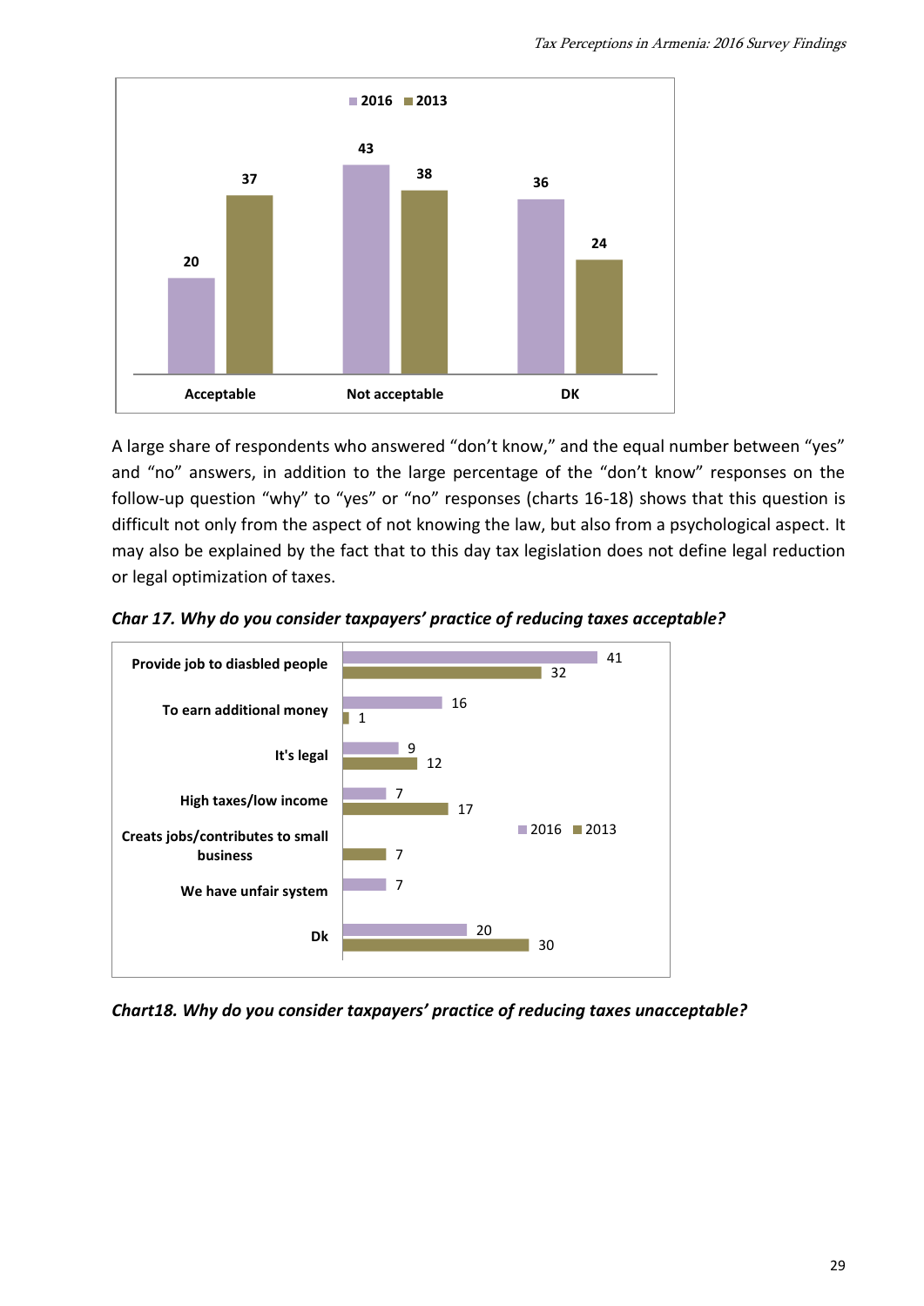| | 2016 | 2013 |
|---|---|---|
| Acceptable | 20 | 37 |
| Not acceptable | 43 | 38 |
| DK | 36 | 24 |

A large share of respondents who answered “don’t know,” and the equal number between “yes” and “no” answers, in addition to the large percentage of the “don’t know” responses on the follow-up question “why” to “yes” or “no” responses (charts 16-18) shows that this question is difficult not only from the aspect of not knowing the law, but also from a psychological aspect. It may also be explained by the fact that to this day tax legislation does not define legal reduction or legal optimization of taxes.

***Char 17. Why do you consider taxpayers’ practice of reducing taxes acceptable?***

| | 2016 | 2013 |
|---|---|---|
| Provide job to diasbled people | 41 | 32 |
| To earn additional money | 16 | 1 |
| It's legal | 9 | 12 |
| High taxes/low income | 7 | 17 |
| Creats jobs/contributes to small business | | 7 |
| We have unfair system | 7 | |
| Dk | 20 | 30 |

***Chart18. Why do you consider taxpayers’ practice of reducing taxes unacceptable?***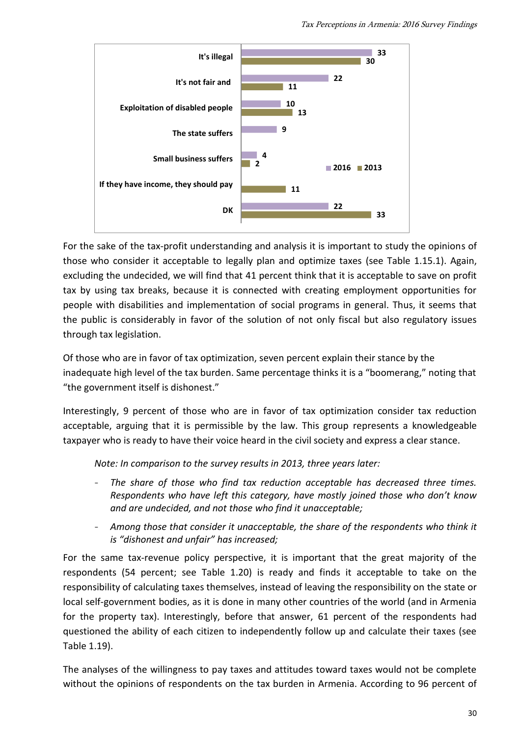| | 2016 | 2013 |
|---|---|---|
| It's illegal | 33 | 30 |
| It's not fair and | 22 | 11 |
| Exploitation of disabled people | 10 | 13 |
| The state suffers | 9 | |
| Small business suffers | 4 | 2 |
| If they have income, they should pay | | 11 |
| DK | 22 | 33 |

For the sake of the tax-profit understanding and analysis it is important to study the opinions of those who consider it acceptable to legally plan and optimize taxes (see Table 1.15.1). Again, excluding the undecided, we will find that 41 percent think that it is acceptable to save on profit tax by using tax breaks, because it is connected with creating employment opportunities for people with disabilities and implementation of social programs in general. Thus, it seems that the public is considerably in favor of the solution of not only fiscal but also regulatory issues through tax legislation.

Of those who are in favor of tax optimization, seven percent explain their stance by the inadequate high level of the tax burden. Same percentage thinks it is a "boomerang," noting that "the government itself is dishonest."

Interestingly, 9 percent of those who are in favor of tax optimization consider tax reduction acceptable, arguing that it is permissible by the law. This group represents a knowledgeable taxpayer who is ready to have their voice heard in the civil society and express a clear stance.

*Note: In comparison to the survey results in 2013, three years later:*

- *The share of those who find tax reduction acceptable has decreased three times. Respondents who have left this category, have mostly joined those who don't know and are undecided, and not those who find it unacceptable;*
- *Among those that consider it unacceptable, the share of the respondents who think it is "dishonest and unfair" has increased;*

For the same tax-revenue policy perspective, it is important that the great majority of the respondents (54 percent; see Table 1.20) is ready and finds it acceptable to take on the responsibility of calculating taxes themselves, instead of leaving the responsibility on the state or local self-government bodies, as it is done in many other countries of the world (and in Armenia for the property tax). Interestingly, before that answer, 61 percent of the respondents had questioned the ability of each citizen to independently follow up and calculate their taxes (see Table 1.19).

The analyses of the willingness to pay taxes and attitudes toward taxes would not be complete without the opinions of respondents on the tax burden in Armenia. According to 96 percent of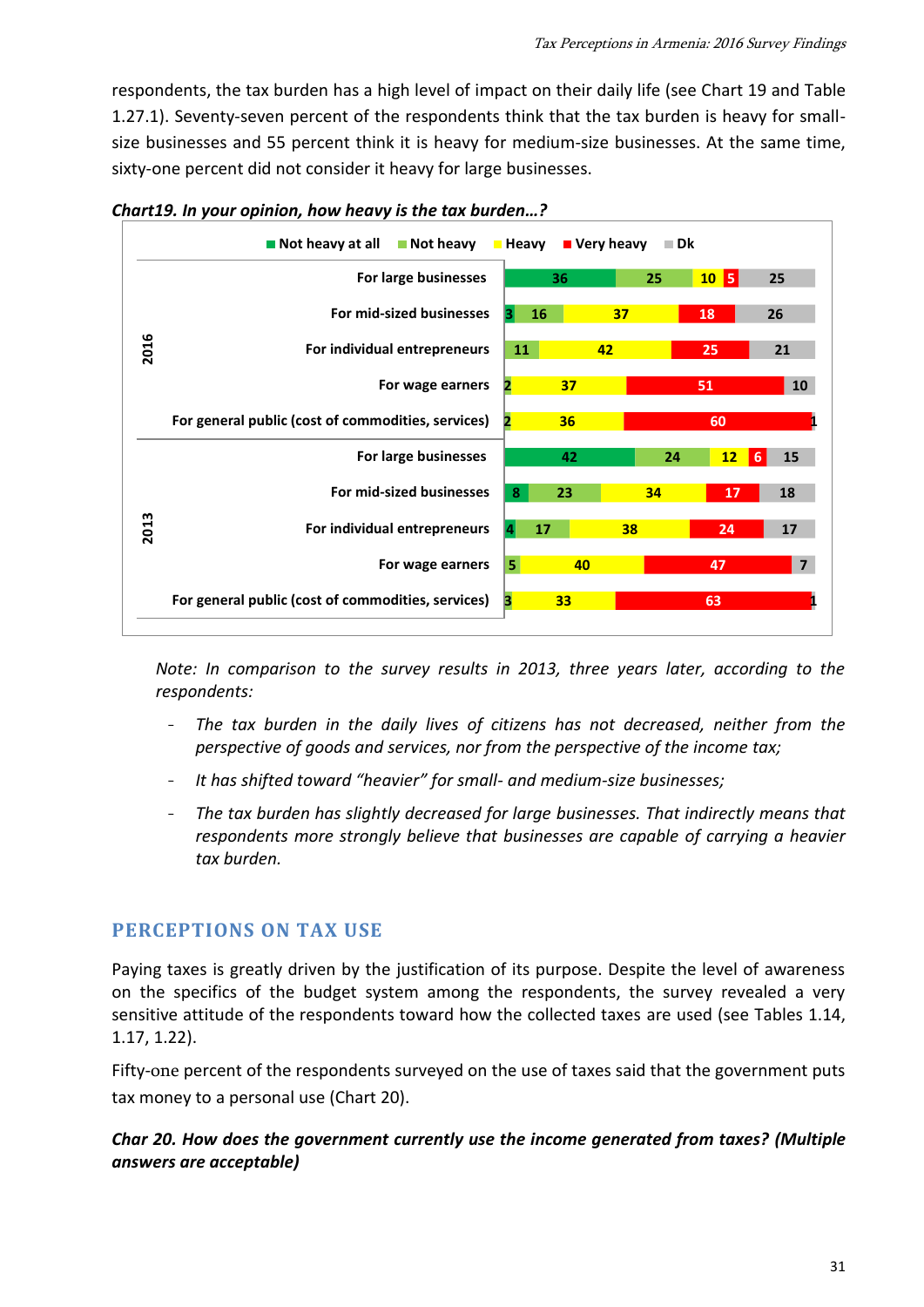respondents, the tax burden has a high level of impact on their daily life (see Chart 19 and Table 1.27.1). Seventy-seven percent of the respondents think that the tax burden is heavy for small-size businesses and 55 percent think it is heavy for medium-size businesses. At the same time, sixty-one percent did not consider it heavy for large businesses.

***Chart19. In your opinion, how heavy is the tax burden…?***

| Year | Category | Not heavy at all | Not heavy | Heavy | Very heavy | Dk |
|---|---|---|---|---|---|---|
| 2016 | For large businesses | 36 | 25 | 10 | 5 | 25 |
| | For mid-sized businesses | 3 | 16 | 37 | 18 | 26 |
| | For individual entrepreneurs | | 11 | 42 | 25 | 21 |
| | For wage earners | | 2 | 37 | 51 | 10 |
| | For general public (cost of commodities, services) | | 2 | 36 | 60 | 1 |
| 2013 | For large businesses | 42 | 24 | 12 | 6 | 15 |
| | For mid-sized businesses | 8 | 23 | 34 | 17 | 18 |
| | For individual entrepreneurs | 4 | 17 | 38 | 24 | 17 |
| | For wage earners | | 5 | 40 | 47 | 7 |
| | For general public (cost of commodities, services) | | 3 | 33 | 63 | 1 |

*Note: In comparison to the survey results in 2013, three years later, according to the respondents:*

- *The tax burden in the daily lives of citizens has not decreased, neither from the perspective of goods and services, nor from the perspective of the income tax;*
- *It has shifted toward "heavier" for small- and medium-size businesses;*
- *The tax burden has slightly decreased for large businesses. That indirectly means that respondents more strongly believe that businesses are capable of carrying a heavier tax burden.*

## PERCEPTIONS ON TAX USE

Paying taxes is greatly driven by the justification of its purpose. Despite the level of awareness on the specifics of the budget system among the respondents, the survey revealed a very sensitive attitude of the respondents toward how the collected taxes are used (see Tables 1.14, 1.17, 1.22).

Fifty-one percent of the respondents surveyed on the use of taxes said that the government puts tax money to a personal use (Chart 20).

***Char 20. How does the government currently use the income generated from taxes? (Multiple answers are acceptable)***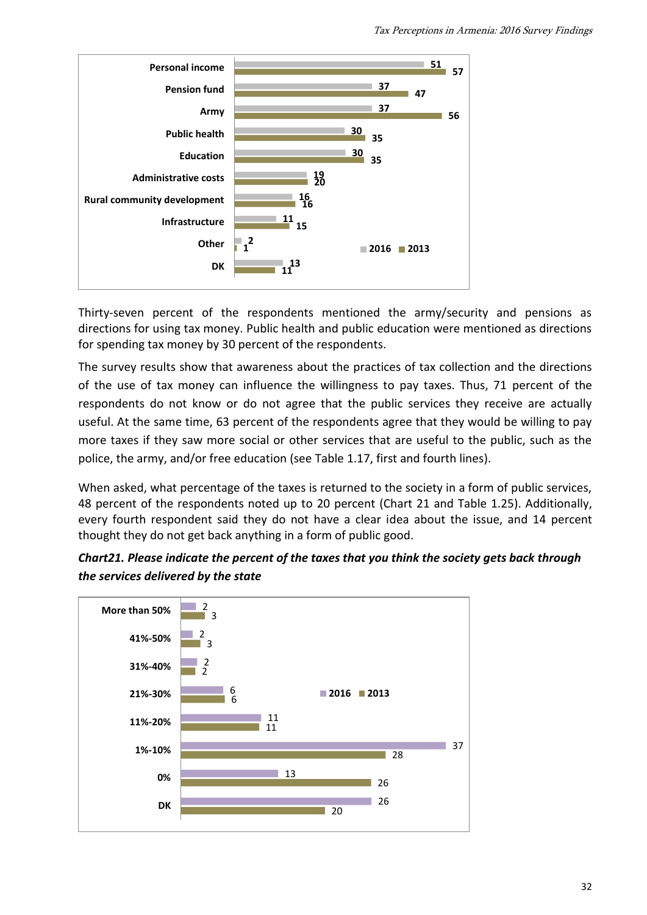| | 2016 | 2013 |
|---|---|---|
| Personal income | 51 | 57 |
| Pension fund | 37 | 47 |
| Army | 37 | 56 |
| Public health | 30 | 35 |
| Education | 30 | 35 |
| Administrative costs | 19 | 20 |
| Rural community development | 16 | 16 |
| Infrastructure | 11 | 15 |
| Other | 2 | 1 |
| DK | 13 | 11 |

Thirty-seven percent of the respondents mentioned the army/security and pensions as directions for using tax money. Public health and public education were mentioned as directions for spending tax money by 30 percent of the respondents.

The survey results show that awareness about the practices of tax collection and the directions of the use of tax money can influence the willingness to pay taxes. Thus, 71 percent of the respondents do not know or do not agree that the public services they receive are actually useful. At the same time, 63 percent of the respondents agree that they would be willing to pay more taxes if they saw more social or other services that are useful to the public, such as the police, the army, and/or free education (see Table 1.17, first and fourth lines).

When asked, what percentage of the taxes is returned to the society in a form of public services, 48 percent of the respondents noted up to 20 percent (Chart 21 and Table 1.25). Additionally, every fourth respondent said they do not have a clear idea about the issue, and 14 percent thought they do not get back anything in a form of public good.

***Chart21. Please indicate the percent of the taxes that you think the society gets back through the services delivered by the state***

| | 2016 | 2013 |
|---|---|---|
| More than 50% | 2 | 3 |
| 41%-50% | 2 | 3 |
| 31%-40% | 2 | 2 |
| 21%-30% | 6 | 6 |
| 11%-20% | 11 | 11 |
| 1%-10% | 37 | 28 |
| 0% | 13 | 26 |
| DK | 26 | 20 |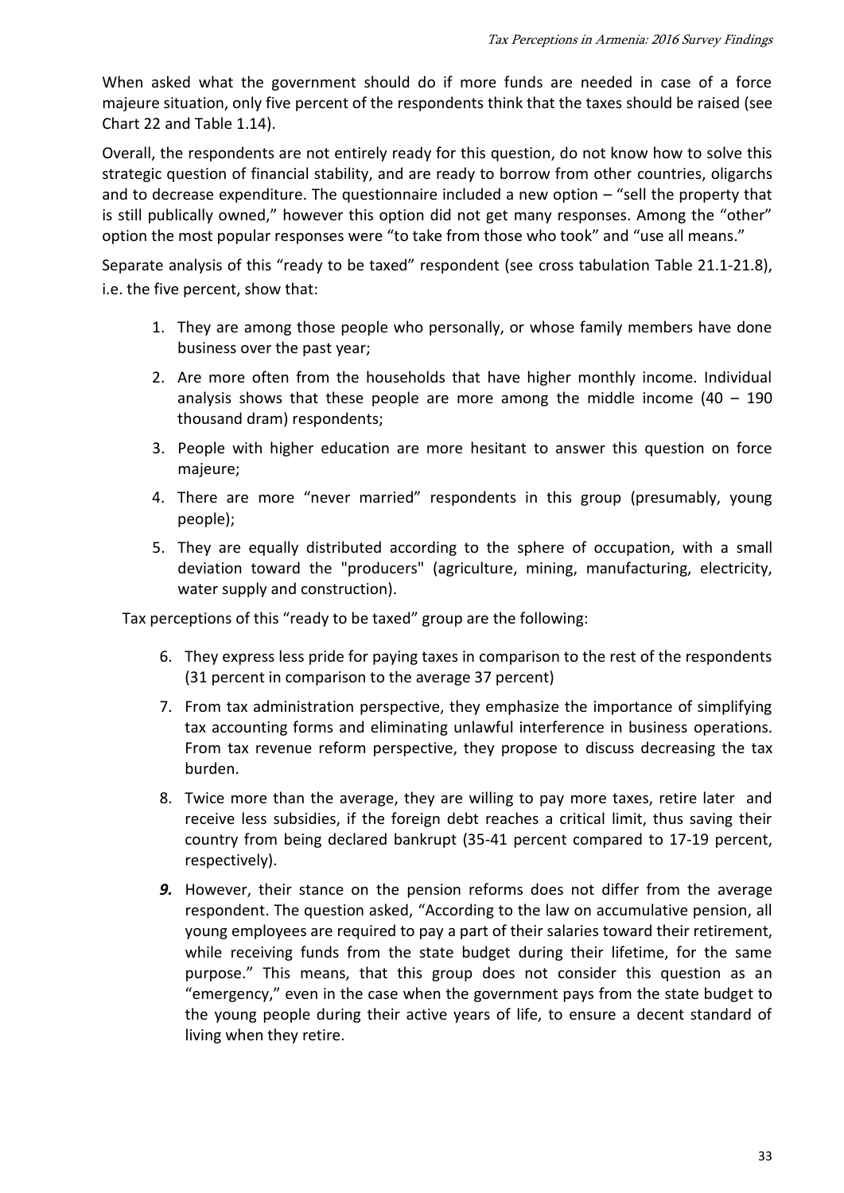When asked what the government should do if more funds are needed in case of a force majeure situation, only five percent of the respondents think that the taxes should be raised (see Chart 22 and Table 1.14).

Overall, the respondents are not entirely ready for this question, do not know how to solve this strategic question of financial stability, and are ready to borrow from other countries, oligarchs and to decrease expenditure. The questionnaire included a new option – "sell the property that is still publically owned," however this option did not get many responses. Among the "other" option the most popular responses were "to take from those who took" and "use all means."

Separate analysis of this "ready to be taxed" respondent (see cross tabulation Table 21.1-21.8), i.e. the five percent, show that:

1. They are among those people who personally, or whose family members have done business over the past year;
2. Are more often from the households that have higher monthly income. Individual analysis shows that these people are more among the middle income (40 – 190 thousand dram) respondents;
3. People with higher education are more hesitant to answer this question on force majeure;
4. There are more "never married" respondents in this group (presumably, young people);
5. They are equally distributed according to the sphere of occupation, with a small deviation toward the "producers" (agriculture, mining, manufacturing, electricity, water supply and construction).

Tax perceptions of this "ready to be taxed" group are the following:

6. They express less pride for paying taxes in comparison to the rest of the respondents (31 percent in comparison to the average 37 percent)
7. From tax administration perspective, they emphasize the importance of simplifying tax accounting forms and eliminating unlawful interference in business operations. From tax revenue reform perspective, they propose to discuss decreasing the tax burden.
8. Twice more than the average, they are willing to pay more taxes, retire later and receive less subsidies, if the foreign debt reaches a critical limit, thus saving their country from being declared bankrupt (35-41 percent compared to 17-19 percent, respectively).
9. However, their stance on the pension reforms does not differ from the average respondent. The question asked, "According to the law on accumulative pension, all young employees are required to pay a part of their salaries toward their retirement, while receiving funds from the state budget during their lifetime, for the same purpose." This means, that this group does not consider this question as an "emergency," even in the case when the government pays from the state budget to the young people during their active years of life, to ensure a decent standard of living when they retire.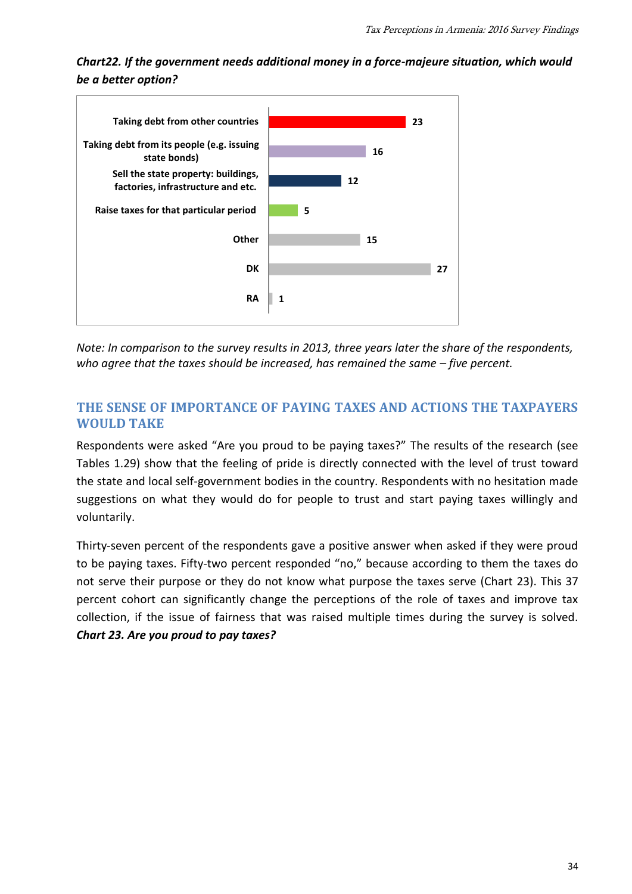***Chart22. If the government needs additional money in a force-majeure situation, which would be a better option?***

| Option | % |
|---|---|
| Taking debt from other countries | 23 |
| Taking debt from its people (e.g. issuing state bonds) | 16 |
| Sell the state property: buildings, factories, infrastructure and etc. | 12 |
| Raise taxes for that particular period | 5 |
| Other | 15 |
| DK | 27 |
| RA | 1 |

*Note: In comparison to the survey results in 2013, three years later the share of the respondents, who agree that the taxes should be increased, has remained the same – five percent.*

## THE SENSE OF IMPORTANCE OF PAYING TAXES AND ACTIONS THE TAXPAYERS WOULD TAKE

Respondents were asked "Are you proud to be paying taxes?" The results of the research (see Tables 1.29) show that the feeling of pride is directly connected with the level of trust toward the state and local self-government bodies in the country. Respondents with no hesitation made suggestions on what they would do for people to trust and start paying taxes willingly and voluntarily.

Thirty-seven percent of the respondents gave a positive answer when asked if they were proud to be paying taxes. Fifty-two percent responded "no," because according to them the taxes do not serve their purpose or they do not know what purpose the taxes serve (Chart 23). This 37 percent cohort can significantly change the perceptions of the role of taxes and improve tax collection, if the issue of fairness that was raised multiple times during the survey is solved.

***Chart 23. Are you proud to pay taxes?***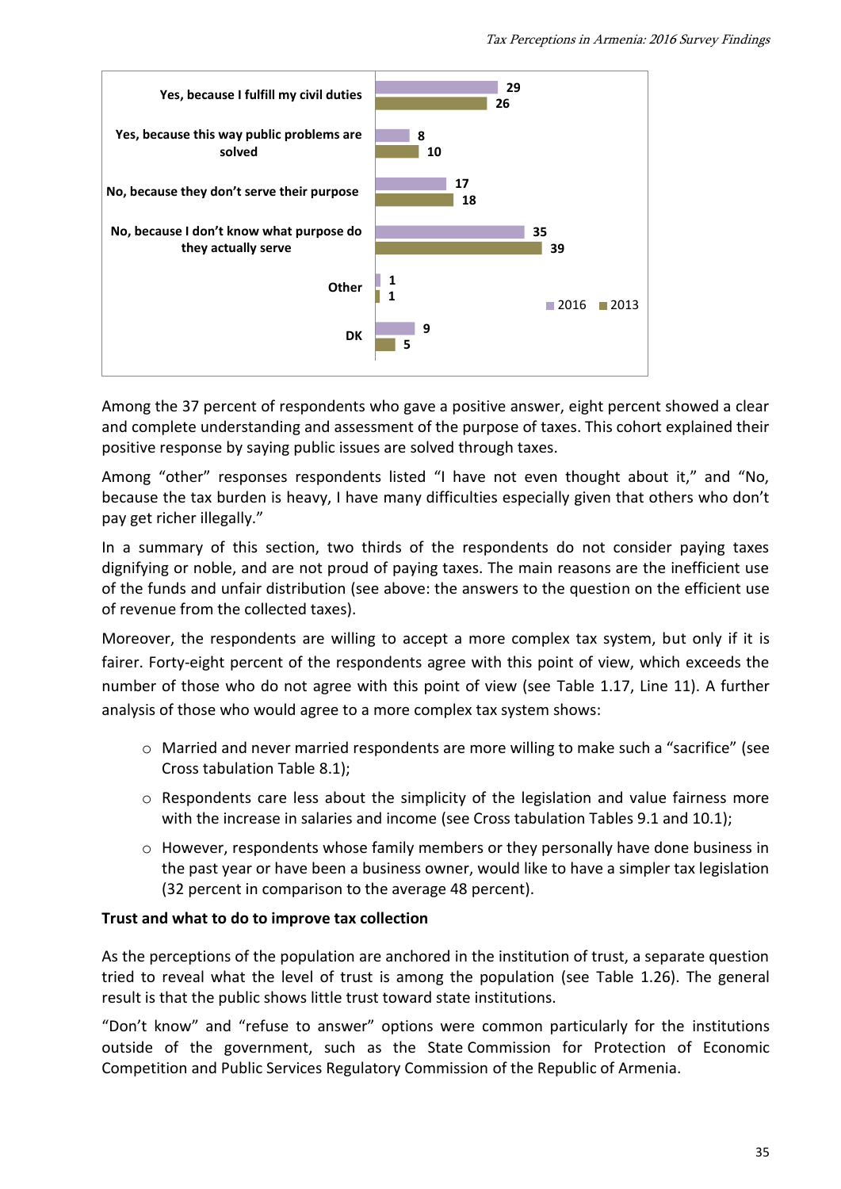| | 2016 | 2013 |
|---|---|---|
| Yes, because I fulfill my civil duties | 29 | 26 |
| Yes, because this way public problems are solved | 8 | 10 |
| No, because they don't serve their purpose | 17 | 18 |
| No, because I don't know what purpose do they actually serve | 35 | 39 |
| Other | 1 | 1 |
| DK | 9 | 5 |

Among the 37 percent of respondents who gave a positive answer, eight percent showed a clear and complete understanding and assessment of the purpose of taxes. This cohort explained their positive response by saying public issues are solved through taxes.

Among "other" responses respondents listed "I have not even thought about it," and "No, because the tax burden is heavy, I have many difficulties especially given that others who don't pay get richer illegally."

In a summary of this section, two thirds of the respondents do not consider paying taxes dignifying or noble, and are not proud of paying taxes. The main reasons are the inefficient use of the funds and unfair distribution (see above: the answers to the question on the efficient use of revenue from the collected taxes).

Moreover, the respondents are willing to accept a more complex tax system, but only if it is fairer. Forty-eight percent of the respondents agree with this point of view, which exceeds the number of those who do not agree with this point of view (see Table 1.17, Line 11). A further analysis of those who would agree to a more complex tax system shows:

- Married and never married respondents are more willing to make such a "sacrifice" (see Cross tabulation Table 8.1);
- Respondents care less about the simplicity of the legislation and value fairness more with the increase in salaries and income (see Cross tabulation Tables 9.1 and 10.1);
- However, respondents whose family members or they personally have done business in the past year or have been a business owner, would like to have a simpler tax legislation (32 percent in comparison to the average 48 percent).

**Trust and what to do to improve tax collection**

As the perceptions of the population are anchored in the institution of trust, a separate question tried to reveal what the level of trust is among the population (see Table 1.26). The general result is that the public shows little trust toward state institutions.

"Don't know" and "refuse to answer" options were common particularly for the institutions outside of the government, such as the State Commission for Protection of Economic Competition and Public Services Regulatory Commission of the Republic of Armenia.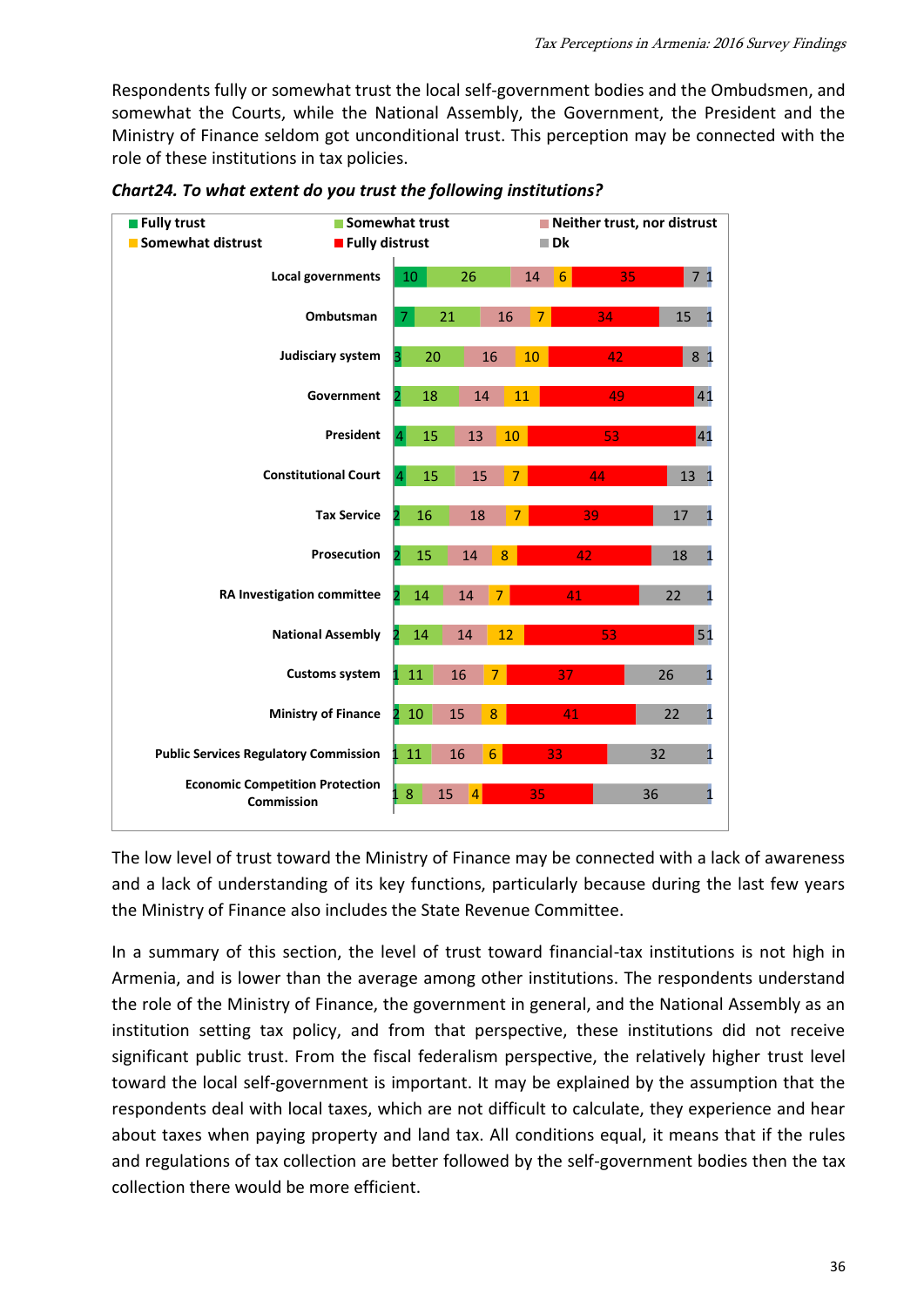Respondents fully or somewhat trust the local self-government bodies and the Ombudsmen, and somewhat the Courts, while the National Assembly, the Government, the President and the Ministry of Finance seldom got unconditional trust. This perception may be connected with the role of these institutions in tax policies.

***Chart24. To what extent do you trust the following institutions?***

| Institution | Fully trust | Somewhat trust | Neither trust, nor distrust | Somewhat distrust | Fully distrust | Dk |
|---|---|---|---|---|---|---|
| Local governments | 10 | 26 | 14 | 6 | 35 | 7 |
| Ombutsman | 7 | 21 | 16 | 7 | 34 | 15 |
| Judiciary system | 3 | 20 | 16 | 10 | 42 | 8 |
| Government | 2 | 18 | 14 | 11 | 49 | 4 |
| President | 4 | 15 | 13 | 10 | 53 | 4 |
| Constitutional Court | 4 | 15 | 15 | 7 | 44 | 13 |
| Tax Service | 2 | 16 | 18 | 7 | 39 | 17 |
| Prosecution | 2 | 15 | 14 | 8 | 42 | 18 |
| RA Investigation committee | 2 | 14 | 14 | 7 | 41 | 22 |
| National Assembly | 2 | 14 | 14 | 12 | 53 | 5 |
| Customs system | 1 | 11 | 16 | 7 | 37 | 26 |
| Ministry of Finance | 2 | 10 | 15 | 8 | 41 | 22 |
| Public Services Regulatory Commission | 1 | 11 | 16 | 6 | 33 | 32 |
| Economic Competition Protection Commission | 1 | 8 | 15 | 4 | 35 | 36 |

The low level of trust toward the Ministry of Finance may be connected with a lack of awareness and a lack of understanding of its key functions, particularly because during the last few years the Ministry of Finance also includes the State Revenue Committee.

In a summary of this section, the level of trust toward financial-tax institutions is not high in Armenia, and is lower than the average among other institutions. The respondents understand the role of the Ministry of Finance, the government in general, and the National Assembly as an institution setting tax policy, and from that perspective, these institutions did not receive significant public trust. From the fiscal federalism perspective, the relatively higher trust level toward the local self-government is important. It may be explained by the assumption that the respondents deal with local taxes, which are not difficult to calculate, they experience and hear about taxes when paying property and land tax. All conditions equal, it means that if the rules and regulations of tax collection are better followed by the self-government bodies then the tax collection there would be more efficient.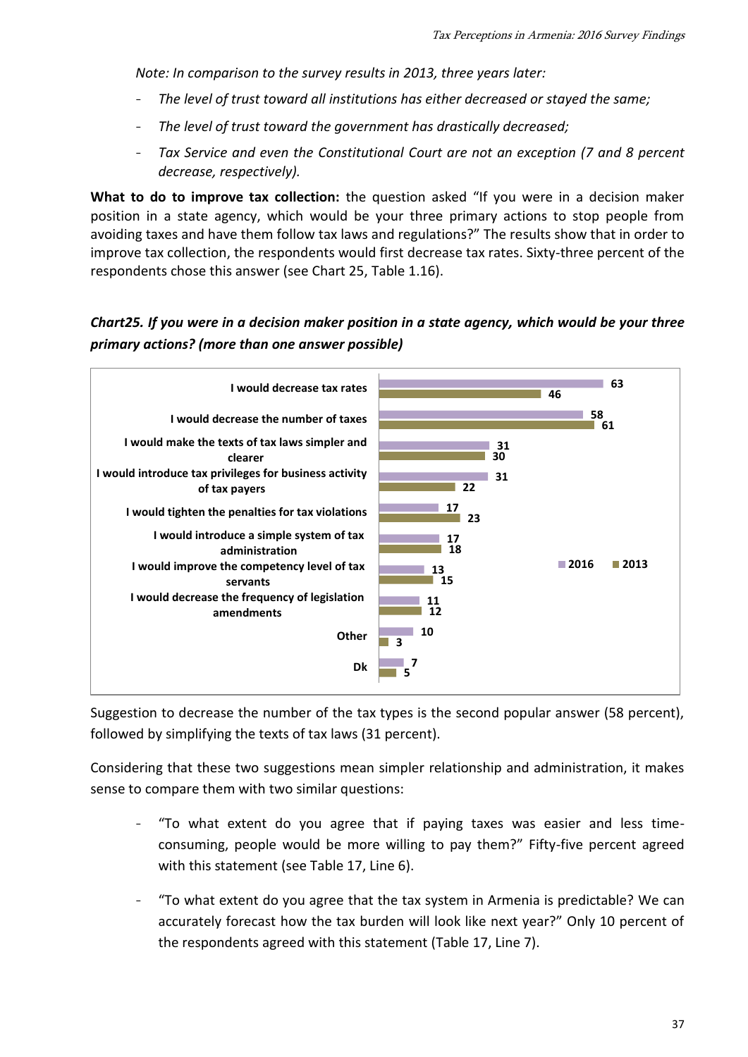*Note: In comparison to the survey results in 2013, three years later:*

- *The level of trust toward all institutions has either decreased or stayed the same;*
- *The level of trust toward the government has drastically decreased;*
- *Tax Service and even the Constitutional Court are not an exception (7 and 8 percent decrease, respectively).*

**What to do to improve tax collection:** the question asked "If you were in a decision maker position in a state agency, which would be your three primary actions to stop people from avoiding taxes and have them follow tax laws and regulations?" The results show that in order to improve tax collection, the respondents would first decrease tax rates. Sixty-three percent of the respondents chose this answer (see Chart 25, Table 1.16).

***Chart25. If you were in a decision maker position in a state agency, which would be your three primary actions? (more than one answer possible)***

| | 2016 | 2013 |
|---|---|---|
| I would decrease tax rates | 63 | 46 |
| I would decrease the number of taxes | 58 | 61 |
| I would make the texts of tax laws simpler and clearer | 31 | 30 |
| I would introduce tax privileges for business activity of tax payers | 31 | 22 |
| I would tighten the penalties for tax violations | 17 | 23 |
| I would introduce a simple system of tax administration | 17 | 18 |
| I would improve the competency level of tax servants | 13 | 15 |
| I would decrease the frequency of legislation amendments | 11 | 12 |
| Other | 10 | 3 |
| Dk | 7 | 5 |

Suggestion to decrease the number of the tax types is the second popular answer (58 percent), followed by simplifying the texts of tax laws (31 percent).

Considering that these two suggestions mean simpler relationship and administration, it makes sense to compare them with two similar questions:

- "To what extent do you agree that if paying taxes was easier and less time-consuming, people would be more willing to pay them?" Fifty-five percent agreed with this statement (see Table 17, Line 6).
- "To what extent do you agree that the tax system in Armenia is predictable? We can accurately forecast how the tax burden will look like next year?" Only 10 percent of the respondents agreed with this statement (Table 17, Line 7).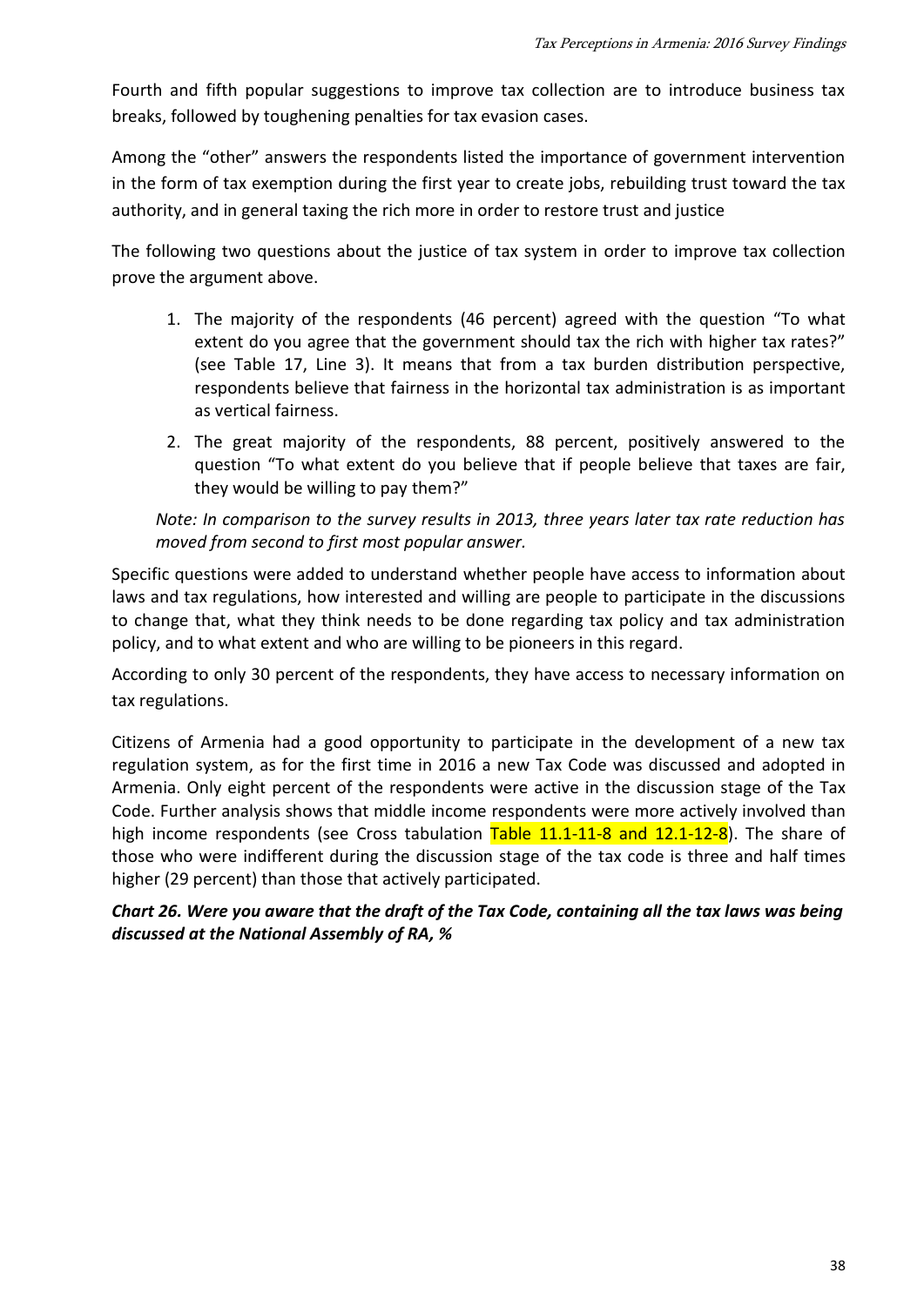Fourth and fifth popular suggestions to improve tax collection are to introduce business tax breaks, followed by toughening penalties for tax evasion cases.

Among the "other" answers the respondents listed the importance of government intervention in the form of tax exemption during the first year to create jobs, rebuilding trust toward the tax authority, and in general taxing the rich more in order to restore trust and justice

The following two questions about the justice of tax system in order to improve tax collection prove the argument above.

1. The majority of the respondents (46 percent) agreed with the question "To what extent do you agree that the government should tax the rich with higher tax rates?" (see Table 17, Line 3). It means that from a tax burden distribution perspective, respondents believe that fairness in the horizontal tax administration is as important as vertical fairness.
2. The great majority of the respondents, 88 percent, positively answered to the question "To what extent do you believe that if people believe that taxes are fair, they would be willing to pay them?"

*Note: In comparison to the survey results in 2013, three years later tax rate reduction has moved from second to first most popular answer.*

Specific questions were added to understand whether people have access to information about laws and tax regulations, how interested and willing are people to participate in the discussions to change that, what they think needs to be done regarding tax policy and tax administration policy, and to what extent and who are willing to be pioneers in this regard.

According to only 30 percent of the respondents, they have access to necessary information on tax regulations.

Citizens of Armenia had a good opportunity to participate in the development of a new tax regulation system, as for the first time in 2016 a new Tax Code was discussed and adopted in Armenia. Only eight percent of the respondents were active in the discussion stage of the Tax Code. Further analysis shows that middle income respondents were more actively involved than high income respondents (see Cross tabulation Table 11.1-11-8 and 12.1-12-8). The share of those who were indifferent during the discussion stage of the tax code is three and half times higher (29 percent) than those that actively participated.

***Chart 26. Were you aware that the draft of the Tax Code, containing all the tax laws was being discussed at the National Assembly of RA, %***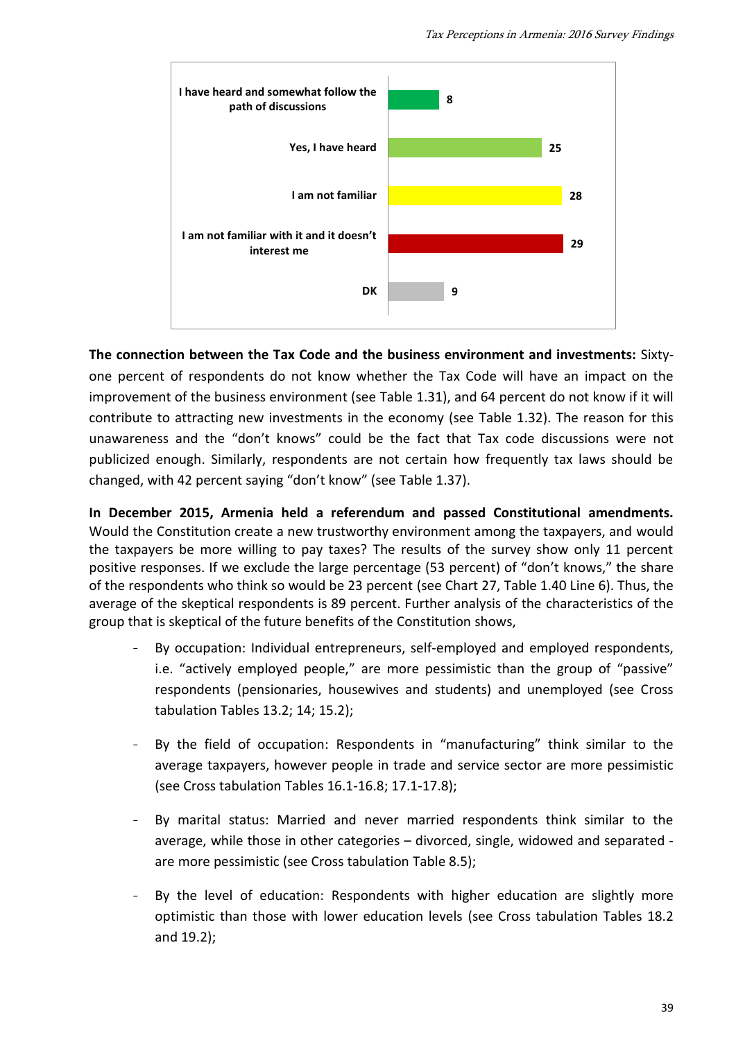| Response | Percent |
|---|---|
| I have heard and somewhat follow the path of discussions | 8 |
| Yes, I have heard | 25 |
| I am not familiar | 28 |
| I am not familiar with it and it doesn't interest me | 29 |
| DK | 9 |

**The connection between the Tax Code and the business environment and investments:** Sixty-one percent of respondents do not know whether the Tax Code will have an impact on the improvement of the business environment (see Table 1.31), and 64 percent do not know if it will contribute to attracting new investments in the economy (see Table 1.32). The reason for this unawareness and the "don't knows" could be the fact that Tax code discussions were not publicized enough. Similarly, respondents are not certain how frequently tax laws should be changed, with 42 percent saying "don't know" (see Table 1.37).

**In December 2015, Armenia held a referendum and passed Constitutional amendments.** Would the Constitution create a new trustworthy environment among the taxpayers, and would the taxpayers be more willing to pay taxes? The results of the survey show only 11 percent positive responses. If we exclude the large percentage (53 percent) of "don't knows," the share of the respondents who think so would be 23 percent (see Chart 27, Table 1.40 Line 6). Thus, the average of the skeptical respondents is 89 percent. Further analysis of the characteristics of the group that is skeptical of the future benefits of the Constitution shows,

- By occupation: Individual entrepreneurs, self-employed and employed respondents, i.e. "actively employed people," are more pessimistic than the group of "passive" respondents (pensionaries, housewives and students) and unemployed (see Cross tabulation Tables 13.2; 14; 15.2);

- By the field of occupation: Respondents in "manufacturing" think similar to the average taxpayers, however people in trade and service sector are more pessimistic (see Cross tabulation Tables 16.1-16.8; 17.1-17.8);

- By marital status: Married and never married respondents think similar to the average, while those in other categories – divorced, single, widowed and separated - are more pessimistic (see Cross tabulation Table 8.5);

- By the level of education: Respondents with higher education are slightly more optimistic than those with lower education levels (see Cross tabulation Tables 18.2 and 19.2);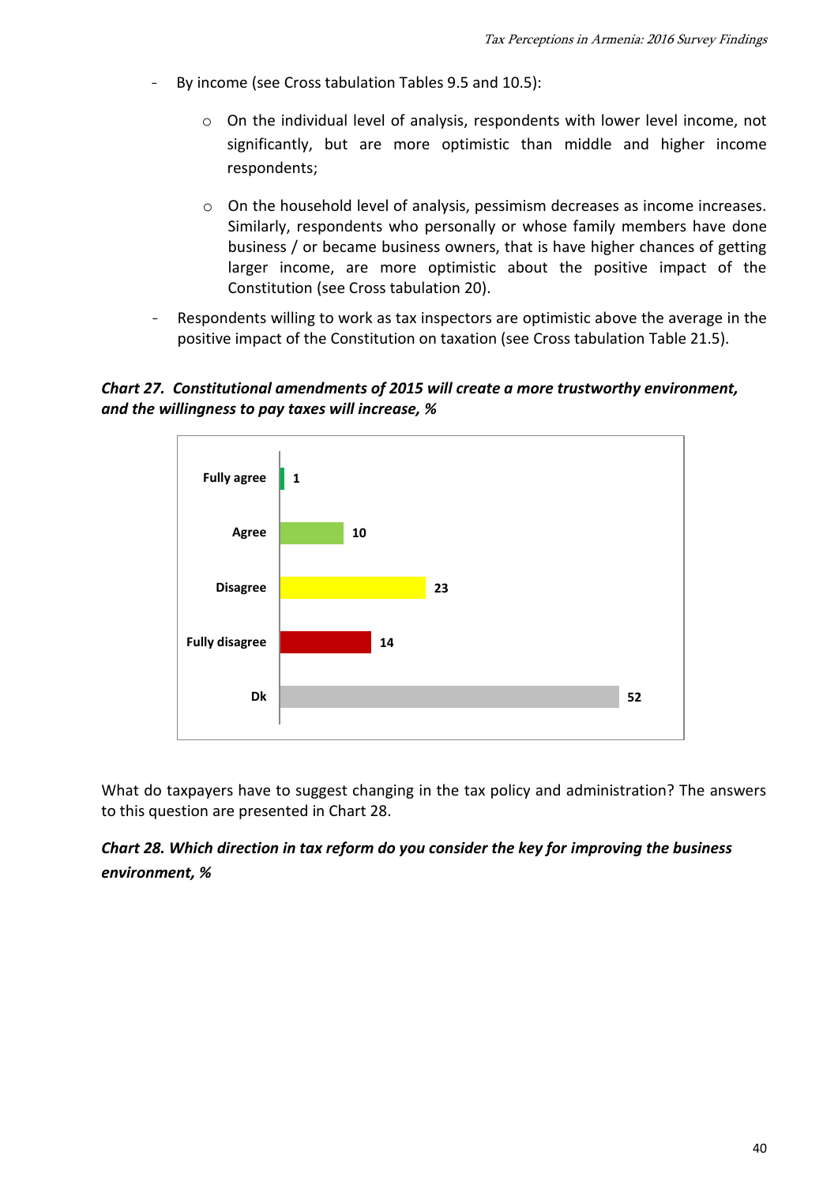- By income (see Cross tabulation Tables 9.5 and 10.5):

    - On the individual level of analysis, respondents with lower level income, not significantly, but are more optimistic than middle and higher income respondents;

    - On the household level of analysis, pessimism decreases as income increases. Similarly, respondents who personally or whose family members have done business / or became business owners, that is have higher chances of getting larger income, are more optimistic about the positive impact of the Constitution (see Cross tabulation 20).

- Respondents willing to work as tax inspectors are optimistic above the average in the positive impact of the Constitution on taxation (see Cross tabulation Table 21.5).

***Chart 27. Constitutional amendments of 2015 will create a more trustworthy environment, and the willingness to pay taxes will increase, %***

| | % |
|---|---|
| Fully agree | 1 |
| Agree | 10 |
| Disagree | 23 |
| Fully disagree | 14 |
| Dk | 52 |

What do taxpayers have to suggest changing in the tax policy and administration? The answers to this question are presented in Chart 28.

***Chart 28. Which direction in tax reform do you consider the key for improving the business environment, %***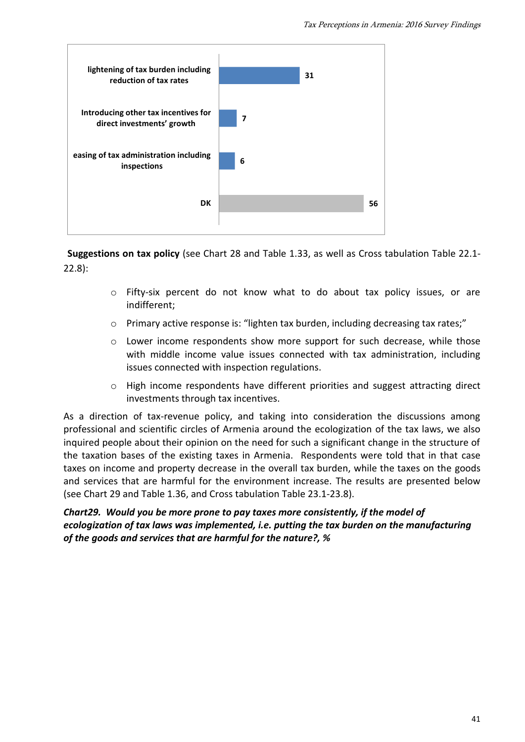| Response | % |
|---|---|
| lightening of tax burden including reduction of tax rates | 31 |
| Introducing other tax incentives for direct investments' growth | 7 |
| easing of tax administration including inspections | 6 |
| DK | 56 |

**Suggestions on tax policy** (see Chart 28 and Table 1.33, as well as Cross tabulation Table 22.1-22.8):

- Fifty-six percent do not know what to do about tax policy issues, or are indifferent;
- Primary active response is: "lighten tax burden, including decreasing tax rates;"
- Lower income respondents show more support for such decrease, while those with middle income value issues connected with tax administration, including issues connected with inspection regulations.
- High income respondents have different priorities and suggest attracting direct investments through tax incentives.

As a direction of tax-revenue policy, and taking into consideration the discussions among professional and scientific circles of Armenia around the ecologization of the tax laws, we also inquired people about their opinion on the need for such a significant change in the structure of the taxation bases of the existing taxes in Armenia. Respondents were told that in that case taxes on income and property decrease in the overall tax burden, while the taxes on the goods and services that are harmful for the environment increase. The results are presented below (see Chart 29 and Table 1.36, and Cross tabulation Table 23.1-23.8).

***Chart29. Would you be more prone to pay taxes more consistently, if the model of ecologization of tax laws was implemented, i.e. putting the tax burden on the manufacturing of the goods and services that are harmful for the nature?, %***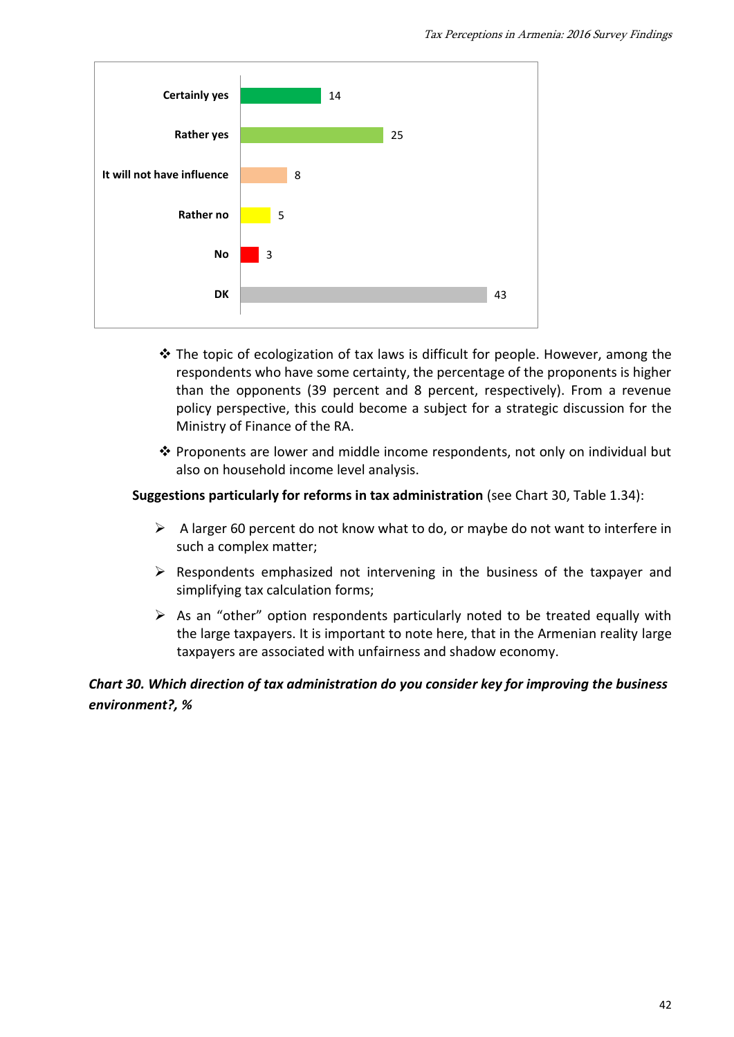| | % |
|---|---|
| Certainly yes | 14 |
| Rather yes | 25 |
| It will not have influence | 8 |
| Rather no | 5 |
| No | 3 |
| DK | 43 |

- ❖ The topic of ecologization of tax laws is difficult for people. However, among the respondents who have some certainty, the percentage of the proponents is higher than the opponents (39 percent and 8 percent, respectively). From a revenue policy perspective, this could become a subject for a strategic discussion for the Ministry of Finance of the RA.
- ❖ Proponents are lower and middle income respondents, not only on individual but also on household income level analysis.

**Suggestions particularly for reforms in tax administration** (see Chart 30, Table 1.34):

- ➢ A larger 60 percent do not know what to do, or maybe do not want to interfere in such a complex matter;
- ➢ Respondents emphasized not intervening in the business of the taxpayer and simplifying tax calculation forms;
- ➢ As an "other" option respondents particularly noted to be treated equally with the large taxpayers. It is important to note here, that in the Armenian reality large taxpayers are associated with unfairness and shadow economy.

***Chart 30. Which direction of tax administration do you consider key for improving the business environment?, %***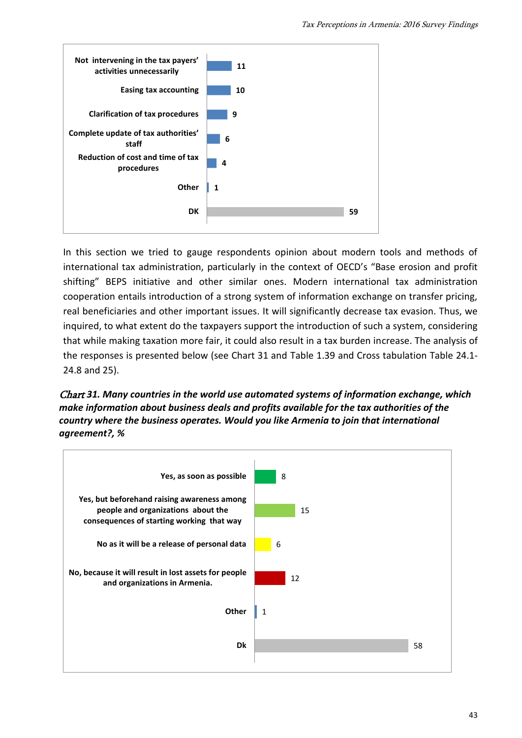| | |
|---|---|
| Not intervening in the tax payers' activities unnecessarily | 11 |
| Easing tax accounting | 10 |
| Clarification of tax procedures | 9 |
| Complete update of tax authorities' staff | 6 |
| Reduction of cost and time of tax procedures | 4 |
| Other | 1 |
| DK | 59 |

In this section we tried to gauge respondents opinion about modern tools and methods of international tax administration, particularly in the context of OECD's "Base erosion and profit shifting" BEPS initiative and other similar ones. Modern international tax administration cooperation entails introduction of a strong system of information exchange on transfer pricing, real beneficiaries and other important issues. It will significantly decrease tax evasion. Thus, we inquired, to what extent do the taxpayers support the introduction of such a system, considering that while making taxation more fair, it could also result in a tax burden increase. The analysis of the responses is presented below (see Chart 31 and Table 1.39 and Cross tabulation Table 24.1-24.8 and 25).

***Chart 31. Many countries in the world use automated systems of information exchange, which make information about business deals and profits available for the tax authorities of the country where the business operates. Would you like Armenia to join that international agreement?, %***

| | |
|---|---|
| Yes, as soon as possible | 8 |
| Yes, but beforehand raising awareness among people and organizations about the consequences of starting working that way | 15 |
| No as it will be a release of personal data | 6 |
| No, because it will result in lost assets for people and organizations in Armenia. | 12 |
| Other | 1 |
| Dk | 58 |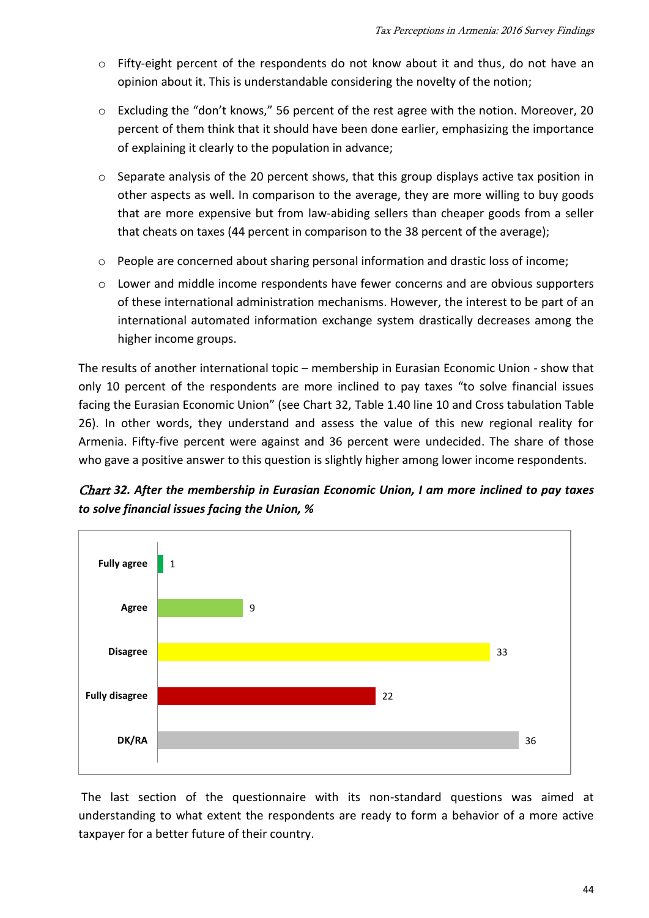- Fifty-eight percent of the respondents do not know about it and thus, do not have an opinion about it. This is understandable considering the novelty of the notion;
- Excluding the "don't knows," 56 percent of the rest agree with the notion. Moreover, 20 percent of them think that it should have been done earlier, emphasizing the importance of explaining it clearly to the population in advance;
- Separate analysis of the 20 percent shows, that this group displays active tax position in other aspects as well. In comparison to the average, they are more willing to buy goods that are more expensive but from law-abiding sellers than cheaper goods from a seller that cheats on taxes (44 percent in comparison to the 38 percent of the average);
- People are concerned about sharing personal information and drastic loss of income;
- Lower and middle income respondents have fewer concerns and are obvious supporters of these international administration mechanisms. However, the interest to be part of an international automated information exchange system drastically decreases among the higher income groups.

The results of another international topic – membership in Eurasian Economic Union - show that only 10 percent of the respondents are more inclined to pay taxes "to solve financial issues facing the Eurasian Economic Union" (see Chart 32, Table 1.40 line 10 and Cross tabulation Table 26). In other words, they understand and assess the value of this new regional reality for Armenia. Fifty-five percent were against and 36 percent were undecided. The share of those who gave a positive answer to this question is slightly higher among lower income respondents.

***Chart 32. After the membership in Eurasian Economic Union, I am more inclined to pay taxes to solve financial issues facing the Union, %***

| Response | % |
|---|---|
| Fully agree | 1 |
| Agree | 9 |
| Disagree | 33 |
| Fully disagree | 22 |
| DK/RA | 36 |

The last section of the questionnaire with its non-standard questions was aimed at understanding to what extent the respondents are ready to form a behavior of a more active taxpayer for a better future of their country.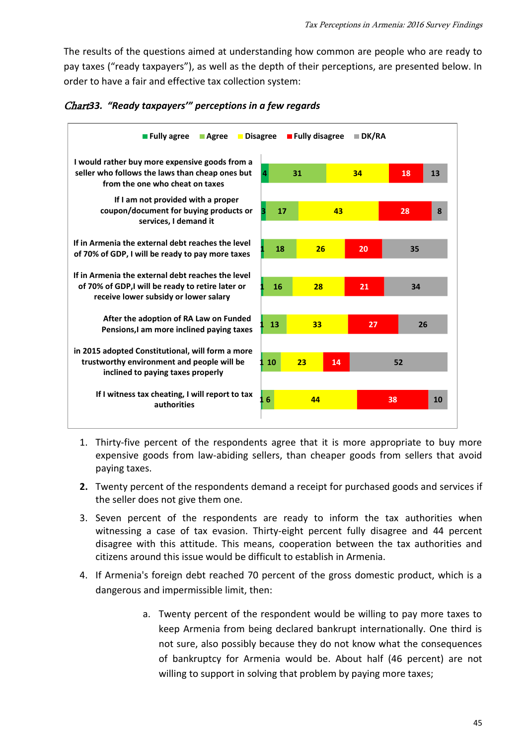The results of the questions aimed at understanding how common are people who are ready to pay taxes ("ready taxpayers"), as well as the depth of their perceptions, are presented below. In order to have a fair and effective tax collection system:

*Chart33. "Ready taxpayers'" perceptions in a few regards*

| | Fully agree | Agree | Disagree | Fully disagree | DK/RA |
|---|---|---|---|---|---|
| I would rather buy more expensive goods from a seller who follows the laws than cheap ones but from the one who cheat on taxes | 4 | 31 | 34 | 18 | 13 |
| If I am not provided with a proper coupon/document for buying products or services, I demand it | 3 | 17 | 43 | 28 | 8 |
| If in Armenia the external debt reaches the level of 70% of GDP, I will be ready to pay more taxes | 1 | 18 | 26 | 20 | 35 |
| If in Armenia the external debt reaches the level of 70% of GDP,I will be ready to retire later or receive lower subsidy or lower salary | 1 | 16 | 28 | 21 | 34 |
| After the adoption of RA Law on Funded Pensions,I am more inclined paying taxes | 1 | 13 | 33 | 27 | 26 |
| in 2015 adopted Constitutional, will form a more trustworthy environment and people will be inclined to paying taxes properly | 1 | 10 | 23 | 14 | 52 |
| If I witness tax cheating, I will report to tax authorities | 1 | 6 | 44 | 38 | 10 |

1. Thirty-five percent of the respondents agree that it is more appropriate to buy more expensive goods from law-abiding sellers, than cheaper goods from sellers that avoid paying taxes.
2. Twenty percent of the respondents demand a receipt for purchased goods and services if the seller does not give them one.
3. Seven percent of the respondents are ready to inform the tax authorities when witnessing a case of tax evasion. Thirty-eight percent fully disagree and 44 percent disagree with this attitude. This means, cooperation between the tax authorities and citizens around this issue would be difficult to establish in Armenia.
4. If Armenia's foreign debt reached 70 percent of the gross domestic product, which is a dangerous and impermissible limit, then:
   a. Twenty percent of the respondent would be willing to pay more taxes to keep Armenia from being declared bankrupt internationally. One third is not sure, also possibly because they do not know what the consequences of bankruptcy for Armenia would be. About half (46 percent) are not willing to support in solving that problem by paying more taxes;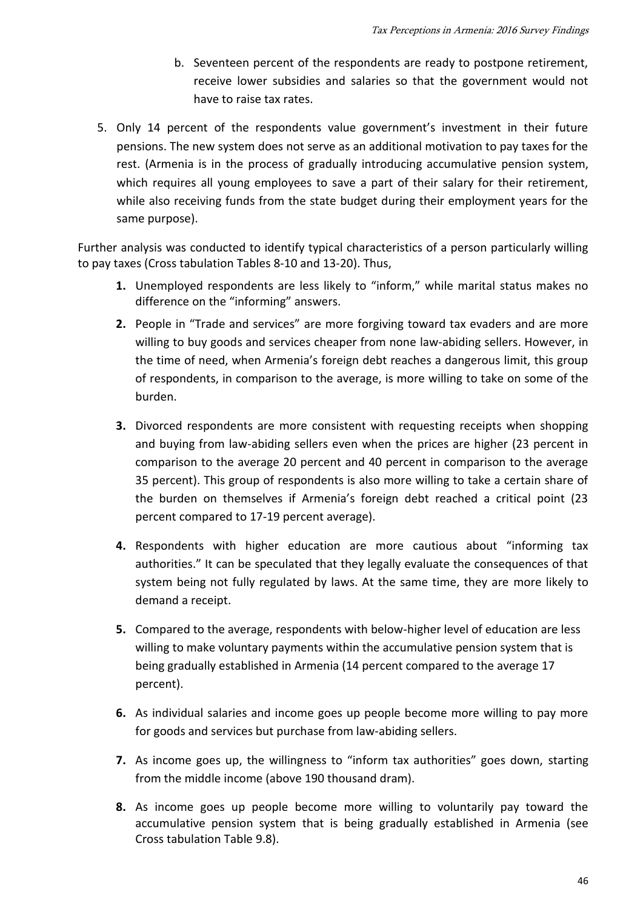b. Seventeen percent of the respondents are ready to postpone retirement, receive lower subsidies and salaries so that the government would not have to raise tax rates.

5. Only 14 percent of the respondents value government's investment in their future pensions. The new system does not serve as an additional motivation to pay taxes for the rest. (Armenia is in the process of gradually introducing accumulative pension system, which requires all young employees to save a part of their salary for their retirement, while also receiving funds from the state budget during their employment years for the same purpose).

Further analysis was conducted to identify typical characteristics of a person particularly willing to pay taxes (Cross tabulation Tables 8-10 and 13-20). Thus,

1. Unemployed respondents are less likely to "inform," while marital status makes no difference on the "informing" answers.
2. People in "Trade and services" are more forgiving toward tax evaders and are more willing to buy goods and services cheaper from none law-abiding sellers. However, in the time of need, when Armenia's foreign debt reaches a dangerous limit, this group of respondents, in comparison to the average, is more willing to take on some of the burden.
3. Divorced respondents are more consistent with requesting receipts when shopping and buying from law-abiding sellers even when the prices are higher (23 percent in comparison to the average 20 percent and 40 percent in comparison to the average 35 percent). This group of respondents is also more willing to take a certain share of the burden on themselves if Armenia's foreign debt reached a critical point (23 percent compared to 17-19 percent average).
4. Respondents with higher education are more cautious about "informing tax authorities." It can be speculated that they legally evaluate the consequences of that system being not fully regulated by laws. At the same time, they are more likely to demand a receipt.
5. Compared to the average, respondents with below-higher level of education are less willing to make voluntary payments within the accumulative pension system that is being gradually established in Armenia (14 percent compared to the average 17 percent).
6. As individual salaries and income goes up people become more willing to pay more for goods and services but purchase from law-abiding sellers.
7. As income goes up, the willingness to "inform tax authorities" goes down, starting from the middle income (above 190 thousand dram).
8. As income goes up people become more willing to voluntarily pay toward the accumulative pension system that is being gradually established in Armenia (see Cross tabulation Table 9.8).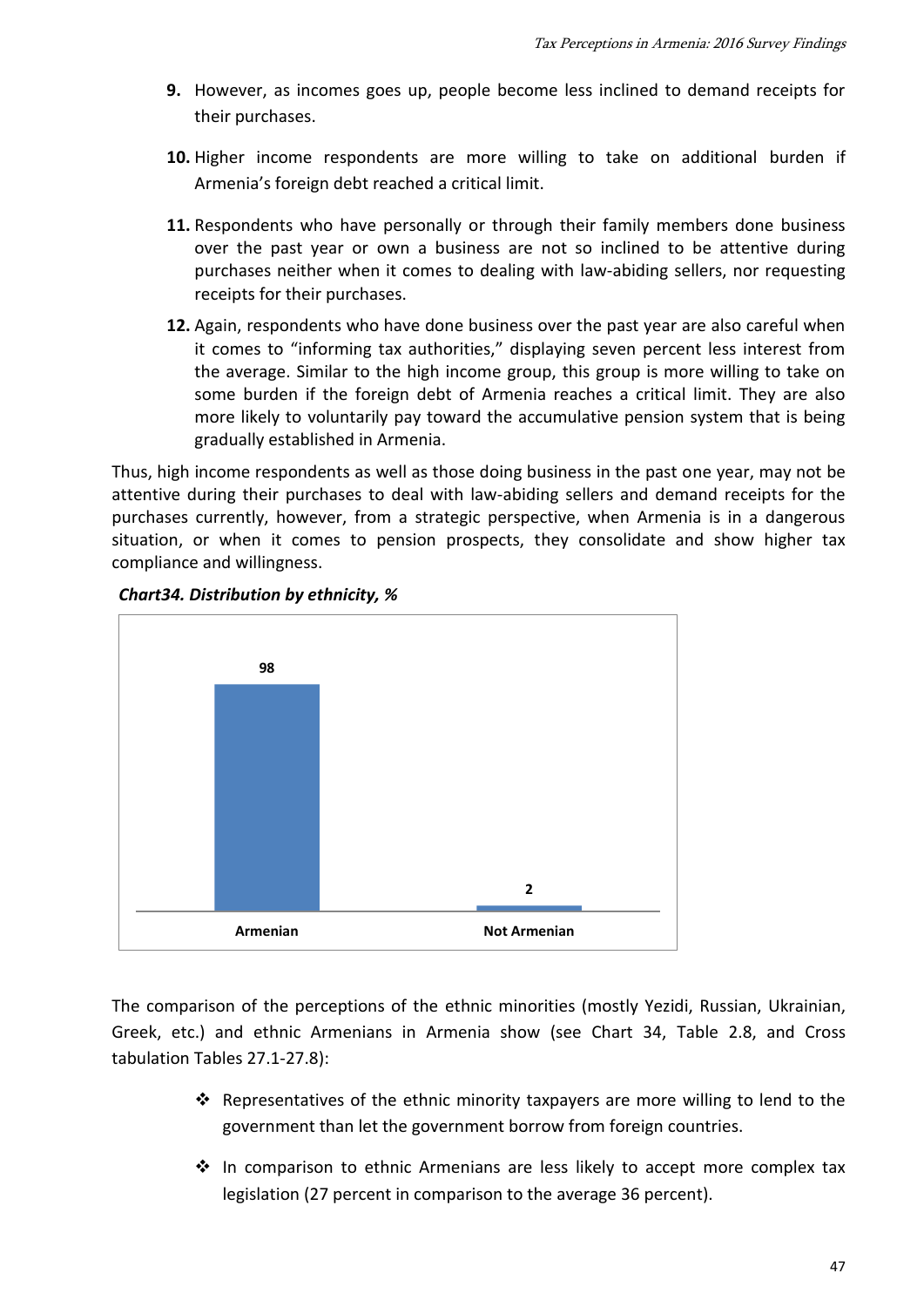9. However, as incomes goes up, people become less inclined to demand receipts for their purchases.

10. Higher income respondents are more willing to take on additional burden if Armenia's foreign debt reached a critical limit.

11. Respondents who have personally or through their family members done business over the past year or own a business are not so inclined to be attentive during purchases neither when it comes to dealing with law-abiding sellers, nor requesting receipts for their purchases.

12. Again, respondents who have done business over the past year are also careful when it comes to "informing tax authorities," displaying seven percent less interest from the average. Similar to the high income group, this group is more willing to take on some burden if the foreign debt of Armenia reaches a critical limit. They are also more likely to voluntarily pay toward the accumulative pension system that is being gradually established in Armenia.

Thus, high income respondents as well as those doing business in the past one year, may not be attentive during their purchases to deal with law-abiding sellers and demand receipts for the purchases currently, however, from a strategic perspective, when Armenia is in a dangerous situation, or when it comes to pension prospects, they consolidate and show higher tax compliance and willingness.

***Chart34. Distribution by ethnicity, %***

| Armenian | Not Armenian |
|---|---|
| 98 | 2 |

The comparison of the perceptions of the ethnic minorities (mostly Yezidi, Russian, Ukrainian, Greek, etc.) and ethnic Armenians in Armenia show (see Chart 34, Table 2.8, and Cross tabulation Tables 27.1-27.8):

- Representatives of the ethnic minority taxpayers are more willing to lend to the government than let the government borrow from foreign countries.
- In comparison to ethnic Armenians are less likely to accept more complex tax legislation (27 percent in comparison to the average 36 percent).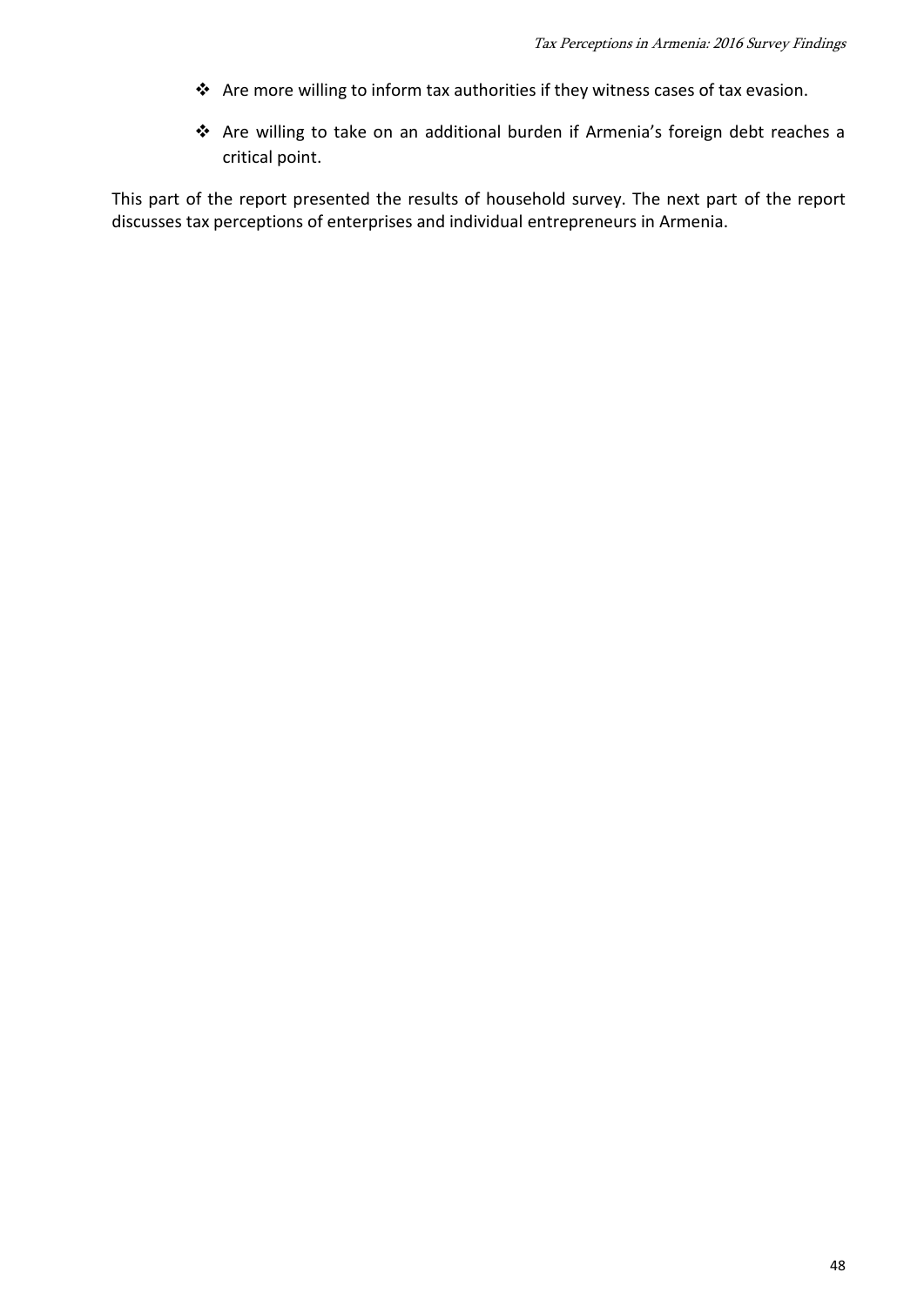- Are more willing to inform tax authorities if they witness cases of tax evasion.
- Are willing to take on an additional burden if Armenia's foreign debt reaches a critical point.

This part of the report presented the results of household survey. The next part of the report discusses tax perceptions of enterprises and individual entrepreneurs in Armenia.